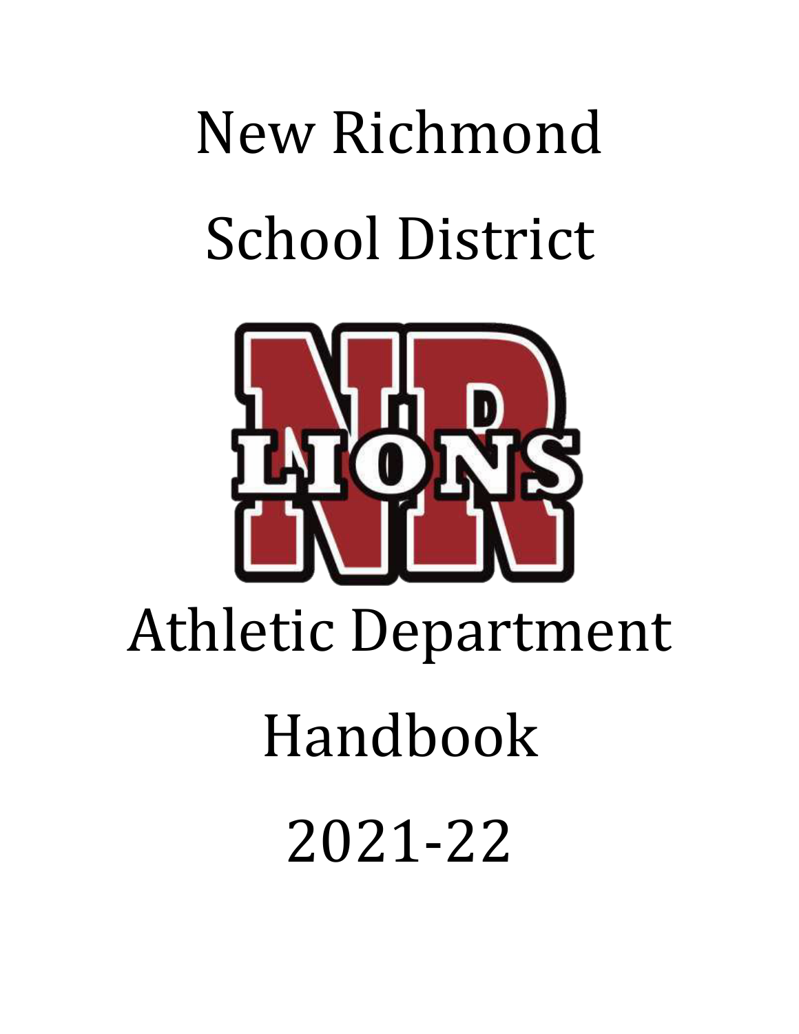# New Richmond School District

NR LIONS

# Athletic Department Handbook 2021-22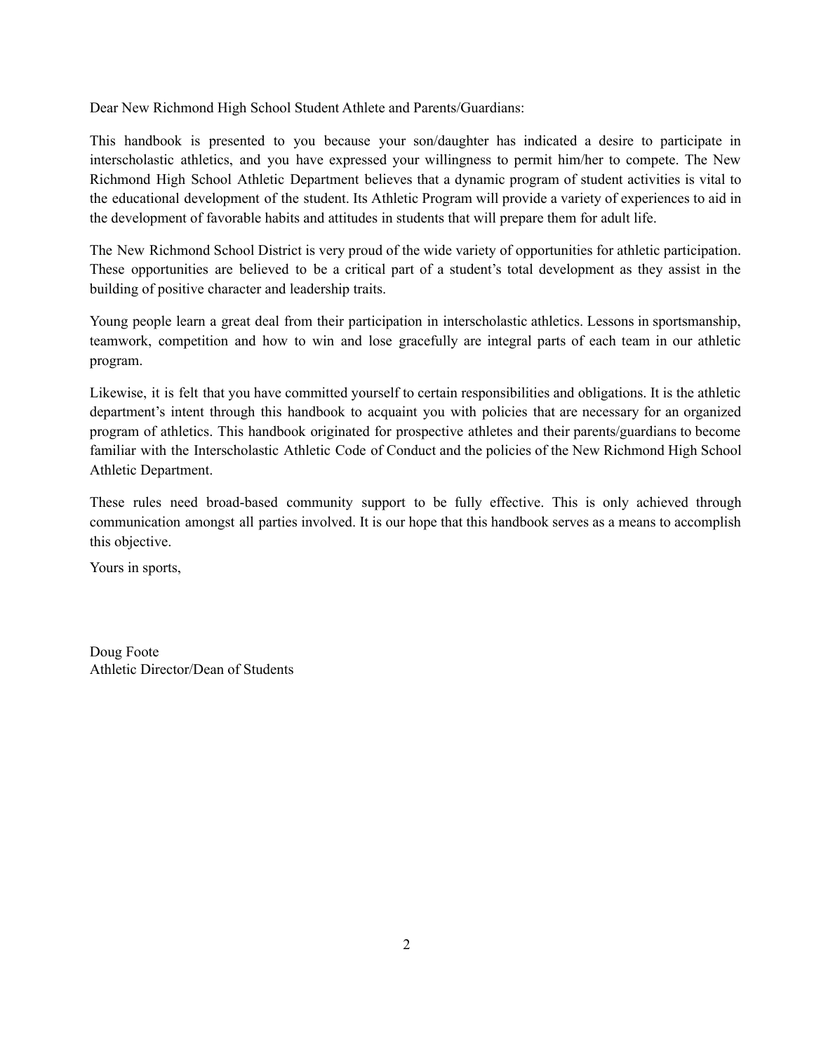Dear New Richmond High School Student Athlete and Parents/Guardians:

This handbook is presented to you because your son/daughter has indicated a desire to participate in interscholastic athletics, and you have expressed your willingness to permit him/her to compete. The New Richmond High School Athletic Department believes that a dynamic program of student activities is vital to the educational development of the student. Its Athletic Program will provide a variety of experiences to aid in the development of favorable habits and attitudes in students that will prepare them for adult life.

The New Richmond School District is very proud of the wide variety of opportunities for athletic participation. These opportunities are believed to be a critical part of a student's total development as they assist in the building of positive character and leadership traits.

Young people learn a great deal from their participation in interscholastic athletics. Lessons in sportsmanship, teamwork, competition and how to win and lose gracefully are integral parts of each team in our athletic program.

Likewise, it is felt that you have committed yourself to certain responsibilities and obligations. It is the athletic department's intent through this handbook to acquaint you with policies that are necessary for an organized program of athletics. This handbook originated for prospective athletes and their parents/guardians to become familiar with the Interscholastic Athletic Code of Conduct and the policies of the New Richmond High School Athletic Department.

These rules need broad-based community support to be fully effective. This is only achieved through communication amongst all parties involved. It is our hope that this handbook serves as a means to accomplish this objective.

Yours in sports,

Doug Foote
Athletic Director/Dean of Students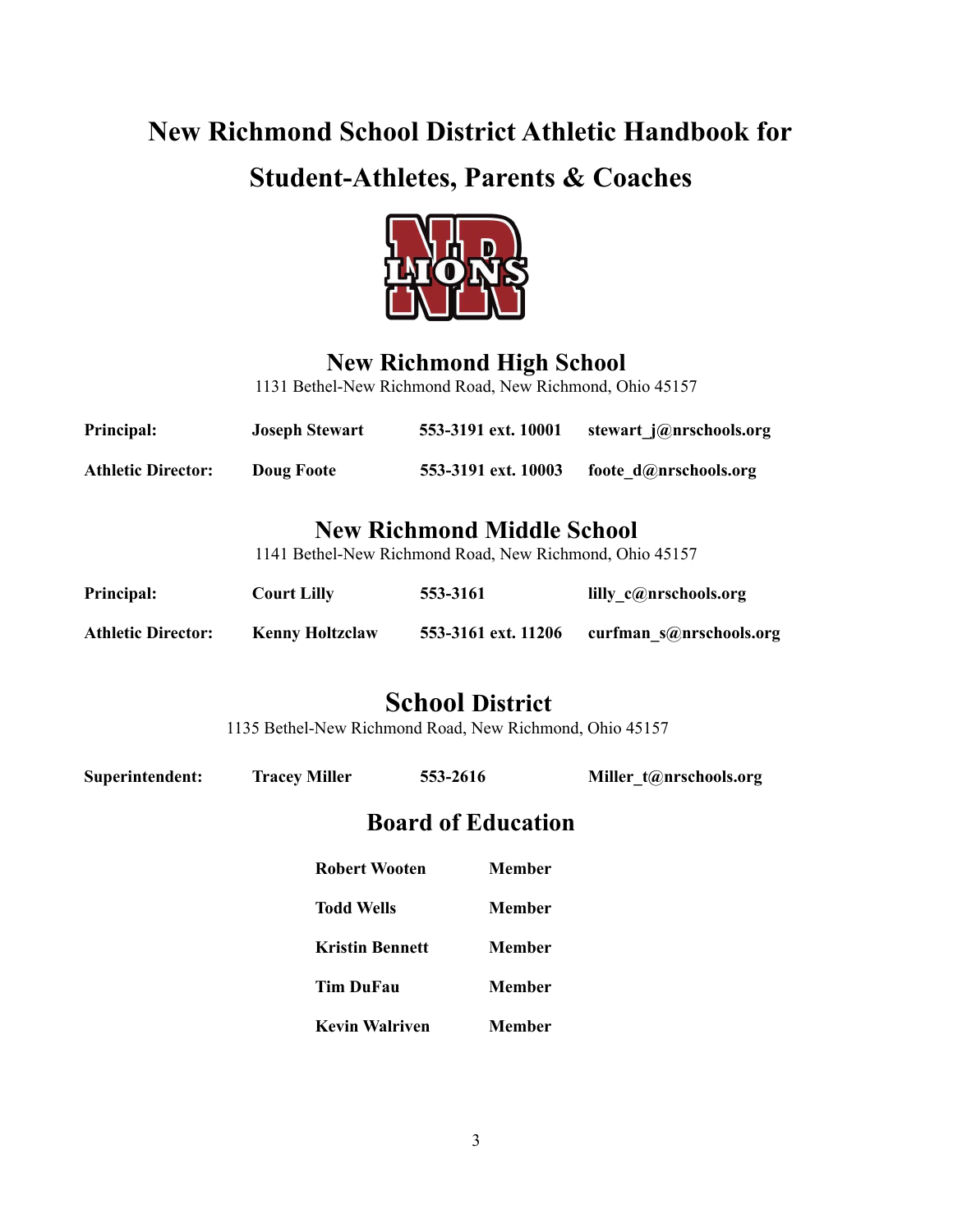# New Richmond School District Athletic Handbook for Student-Athletes, Parents & Coaches

## New Richmond High School

1131 Bethel-New Richmond Road, New Richmond, Ohio 45157

| | | | |
|---|---|---|---|
| **Principal:** | **Joseph Stewart** | **553-3191 ext. 10001** | **stewart_j@nrschools.org** |
| **Athletic Director:** | **Doug Foote** | **553-3191 ext. 10003** | **foote_d@nrschools.org** |

## New Richmond Middle School

1141 Bethel-New Richmond Road, New Richmond, Ohio 45157

| | | | |
|---|---|---|---|
| **Principal:** | **Court Lilly** | **553-3161** | **lilly_c@nrschools.org** |
| **Athletic Director:** | **Kenny Holtzclaw** | **553-3161 ext. 11206** | **curfman_s@nrschools.org** |

## School District

1135 Bethel-New Richmond Road, New Richmond, Ohio 45157

| | | | |
|---|---|---|---|
| **Superintendent:** | **Tracey Miller** | **553-2616** | **Miller_t@nrschools.org** |

## Board of Education

| | |
|---|---|
| **Robert Wooten** | **Member** |
| **Todd Wells** | **Member** |
| **Kristin Bennett** | **Member** |
| **Tim DuFau** | **Member** |
| **Kevin Walriven** | **Member** |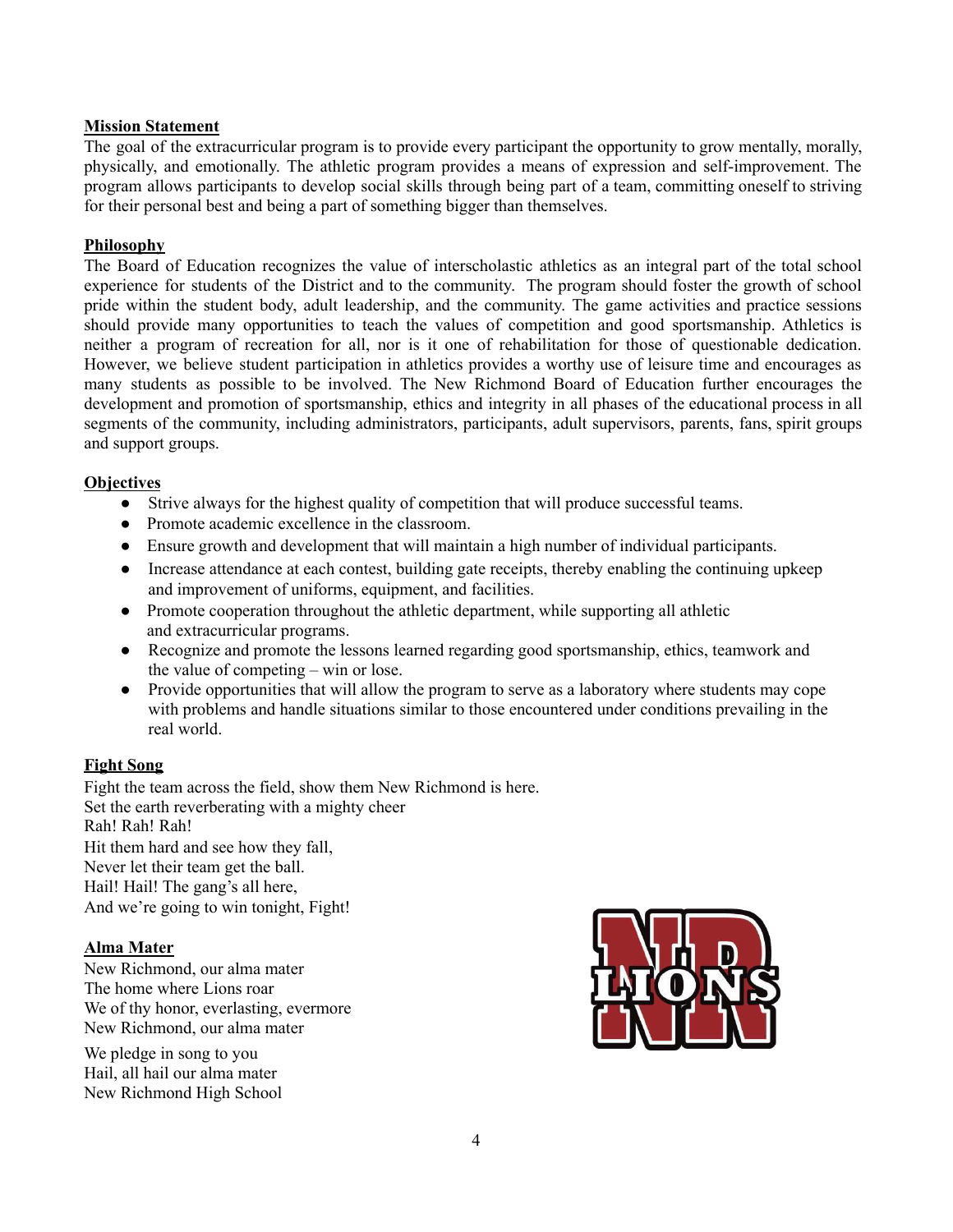## Mission Statement

The goal of the extracurricular program is to provide every participant the opportunity to grow mentally, morally, physically, and emotionally. The athletic program provides a means of expression and self-improvement. The program allows participants to develop social skills through being part of a team, committing oneself to striving for their personal best and being a part of something bigger than themselves.

## Philosophy

The Board of Education recognizes the value of interscholastic athletics as an integral part of the total school experience for students of the District and to the community. The program should foster the growth of school pride within the student body, adult leadership, and the community. The game activities and practice sessions should provide many opportunities to teach the values of competition and good sportsmanship. Athletics is neither a program of recreation for all, nor is it one of rehabilitation for those of questionable dedication. However, we believe student participation in athletics provides a worthy use of leisure time and encourages as many students as possible to be involved. The New Richmond Board of Education further encourages the development and promotion of sportsmanship, ethics and integrity in all phases of the educational process in all segments of the community, including administrators, participants, adult supervisors, parents, fans, spirit groups and support groups.

## Objectives

- Strive always for the highest quality of competition that will produce successful teams.
- Promote academic excellence in the classroom.
- Ensure growth and development that will maintain a high number of individual participants.
- Increase attendance at each contest, building gate receipts, thereby enabling the continuing upkeep and improvement of uniforms, equipment, and facilities.
- Promote cooperation throughout the athletic department, while supporting all athletic and extracurricular programs.
- Recognize and promote the lessons learned regarding good sportsmanship, ethics, teamwork and the value of competing – win or lose.
- Provide opportunities that will allow the program to serve as a laboratory where students may cope with problems and handle situations similar to those encountered under conditions prevailing in the real world.

## Fight Song

Fight the team across the field, show them New Richmond is here.
Set the earth reverberating with a mighty cheer
Rah! Rah! Rah!
Hit them hard and see how they fall,
Never let their team get the ball.
Hail! Hail! The gang's all here,
And we're going to win tonight, Fight!

## Alma Mater

New Richmond, our alma mater
The home where Lions roar
We of thy honor, everlasting, evermore
New Richmond, our alma mater

We pledge in song to you
Hail, all hail our alma mater
New Richmond High School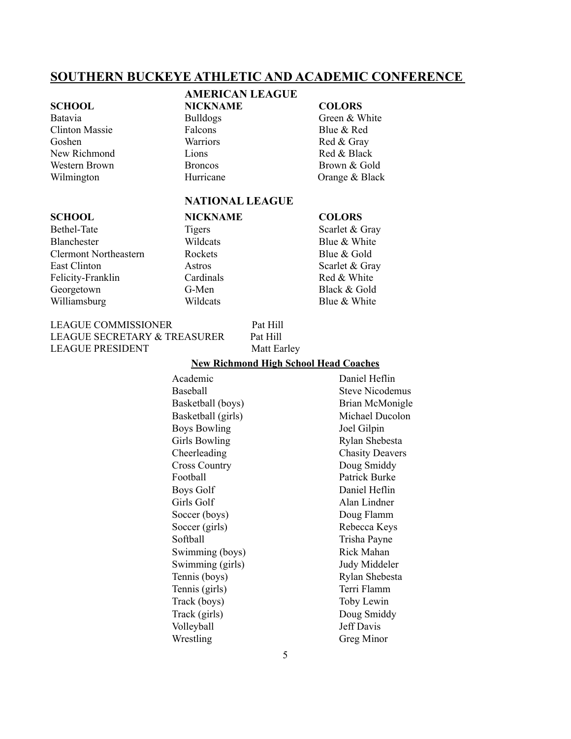## SOUTHERN BUCKEYE ATHLETIC AND ACADEMIC CONFERENCE

### AMERICAN LEAGUE

| SCHOOL | NICKNAME | COLORS |
| --- | --- | --- |
| Batavia | Bulldogs | Green & White |
| Clinton Massie | Falcons | Blue & Red |
| Goshen | Warriors | Red & Gray |
| New Richmond | Lions | Red & Black |
| Western Brown | Broncos | Brown & Gold |
| Wilmington | Hurricane | Orange & Black |

### NATIONAL LEAGUE

| SCHOOL | NICKNAME | COLORS |
| --- | --- | --- |
| Bethel-Tate | Tigers | Scarlet & Gray |
| Blanchester | Wildcats | Blue & White |
| Clermont Northeastern | Rockets | Blue & Gold |
| East Clinton | Astros | Scarlet & Gray |
| Felicity-Franklin | Cardinals | Red & White |
| Georgetown | G-Men | Black & Gold |
| Williamsburg | Wildcats | Blue & White |

| | |
| --- | --- |
| LEAGUE COMMISSIONER | Pat Hill |
| LEAGUE SECRETARY & TREASURER | Pat Hill |
| LEAGUE PRESIDENT | Matt Earley |

**New Richmond High School Head Coaches**

| | |
| --- | --- |
| Academic | Daniel Heflin |
| Baseball | Steve Nicodemus |
| Basketball (boys) | Brian McMonigle |
| Basketball (girls) | Michael Ducolon |
| Boys Bowling | Joel Gilpin |
| Girls Bowling | Rylan Shebesta |
| Cheerleading | Chasity Deavers |
| Cross Country | Doug Smiddy |
| Football | Patrick Burke |
| Boys Golf | Daniel Heflin |
| Girls Golf | Alan Lindner |
| Soccer (boys) | Doug Flamm |
| Soccer (girls) | Rebecca Keys |
| Softball | Trisha Payne |
| Swimming (boys) | Rick Mahan |
| Swimming (girls) | Judy Middeler |
| Tennis (boys) | Rylan Shebesta |
| Tennis (girls) | Terri Flamm |
| Track (boys) | Toby Lewin |
| Track (girls) | Doug Smiddy |
| Volleyball | Jeff Davis |
| Wrestling | Greg Minor |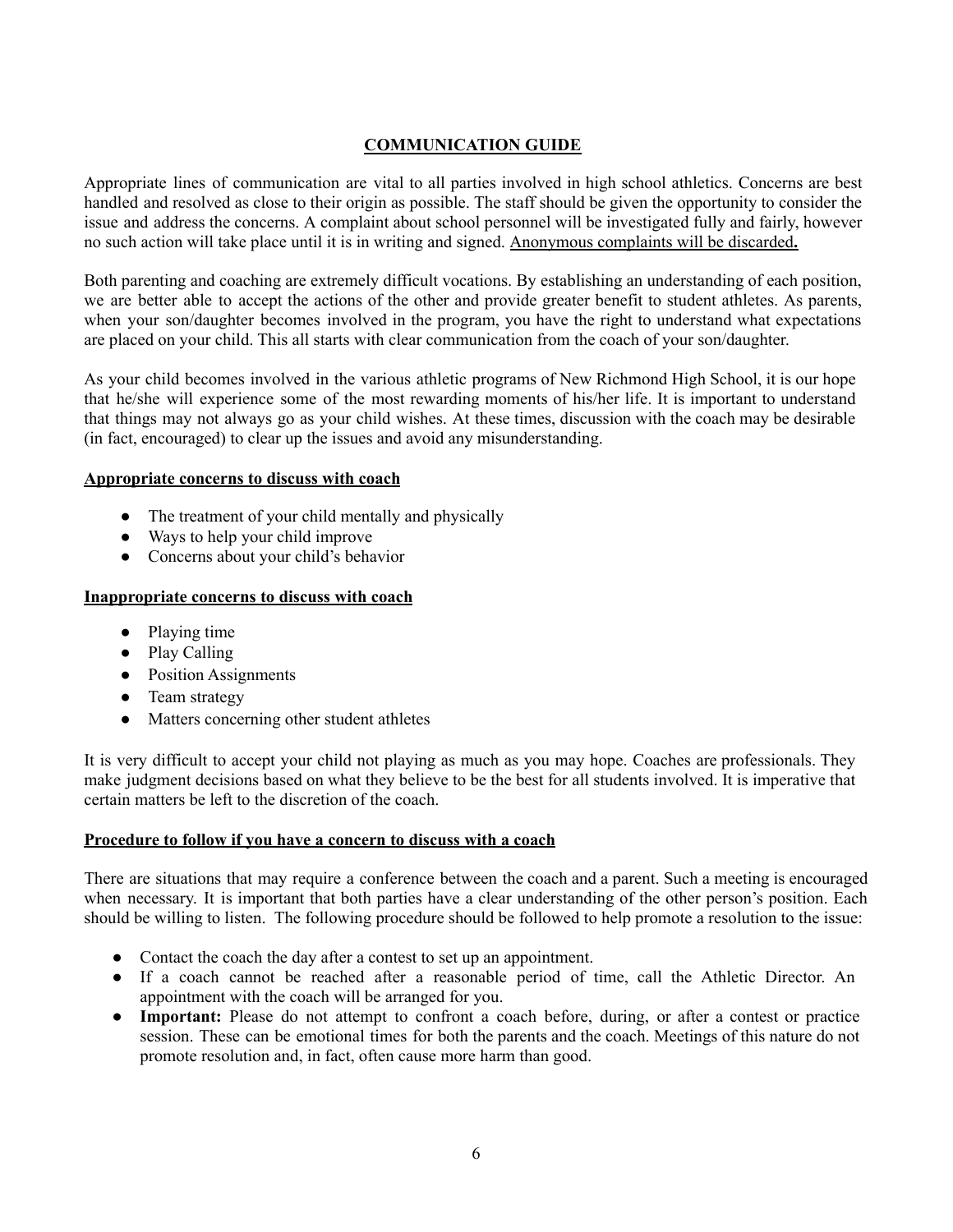## COMMUNICATION GUIDE

Appropriate lines of communication are vital to all parties involved in high school athletics. Concerns are best handled and resolved as close to their origin as possible. The staff should be given the opportunity to consider the issue and address the concerns. A complaint about school personnel will be investigated fully and fairly, however no such action will take place until it is in writing and signed. Anonymous complaints will be discarded.

Both parenting and coaching are extremely difficult vocations. By establishing an understanding of each position, we are better able to accept the actions of the other and provide greater benefit to student athletes. As parents, when your son/daughter becomes involved in the program, you have the right to understand what expectations are placed on your child. This all starts with clear communication from the coach of your son/daughter.

As your child becomes involved in the various athletic programs of New Richmond High School, it is our hope that he/she will experience some of the most rewarding moments of his/her life. It is important to understand that things may not always go as your child wishes. At these times, discussion with the coach may be desirable (in fact, encouraged) to clear up the issues and avoid any misunderstanding.

### Appropriate concerns to discuss with coach

- The treatment of your child mentally and physically
- Ways to help your child improve
- Concerns about your child's behavior

### Inappropriate concerns to discuss with coach

- Playing time
- Play Calling
- Position Assignments
- Team strategy
- Matters concerning other student athletes

It is very difficult to accept your child not playing as much as you may hope. Coaches are professionals. They make judgment decisions based on what they believe to be the best for all students involved. It is imperative that certain matters be left to the discretion of the coach.

### Procedure to follow if you have a concern to discuss with a coach

There are situations that may require a conference between the coach and a parent. Such a meeting is encouraged when necessary. It is important that both parties have a clear understanding of the other person's position. Each should be willing to listen. The following procedure should be followed to help promote a resolution to the issue:

- Contact the coach the day after a contest to set up an appointment.
- If a coach cannot be reached after a reasonable period of time, call the Athletic Director. An appointment with the coach will be arranged for you.
- **Important:** Please do not attempt to confront a coach before, during, or after a contest or practice session. These can be emotional times for both the parents and the coach. Meetings of this nature do not promote resolution and, in fact, often cause more harm than good.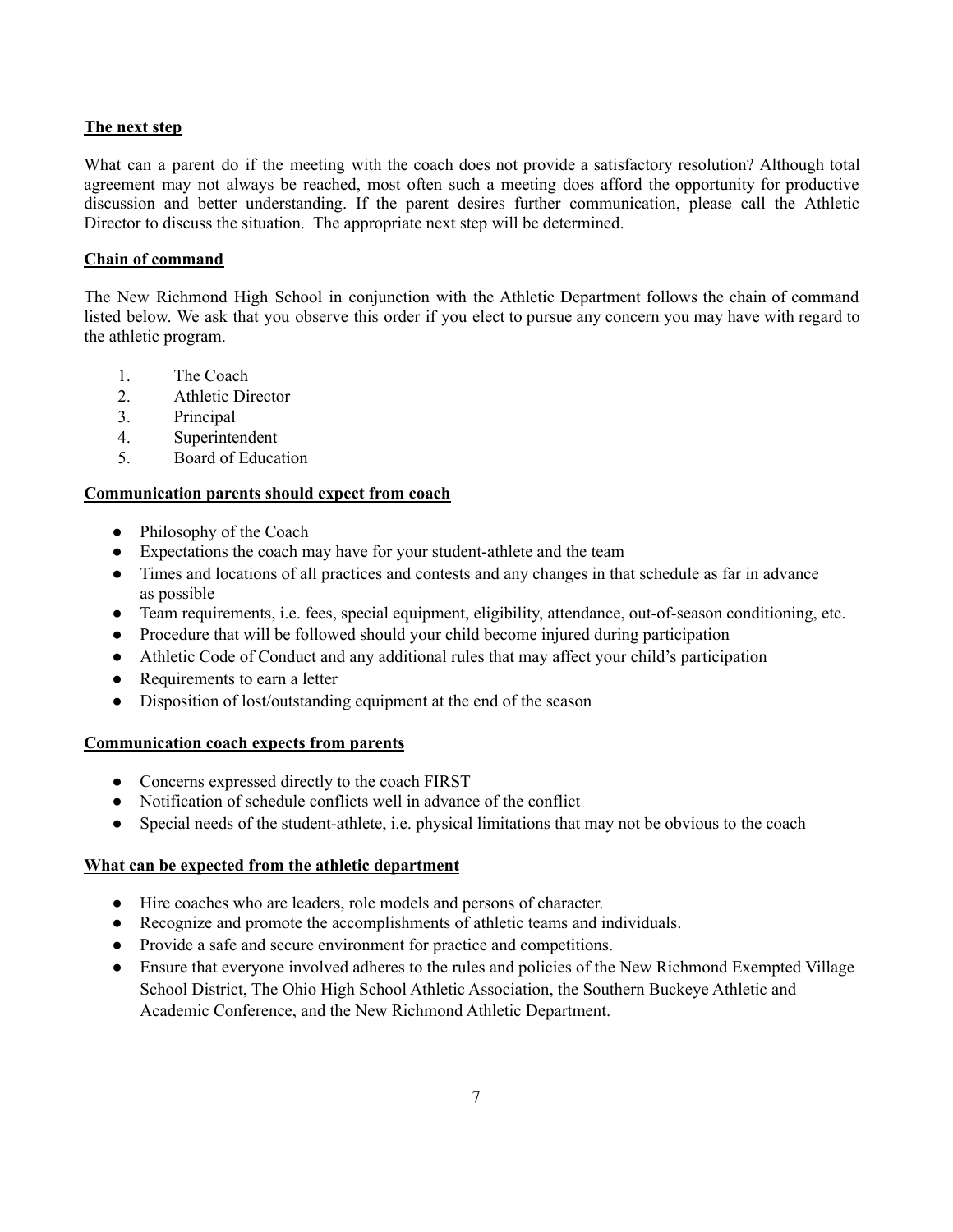**The next step**

What can a parent do if the meeting with the coach does not provide a satisfactory resolution? Although total agreement may not always be reached, most often such a meeting does afford the opportunity for productive discussion and better understanding. If the parent desires further communication, please call the Athletic Director to discuss the situation. The appropriate next step will be determined.

**Chain of command**

The New Richmond High School in conjunction with the Athletic Department follows the chain of command listed below. We ask that you observe this order if you elect to pursue any concern you may have with regard to the athletic program.

1. The Coach
2. Athletic Director
3. Principal
4. Superintendent
5. Board of Education

**Communication parents should expect from coach**

- Philosophy of the Coach
- Expectations the coach may have for your student-athlete and the team
- Times and locations of all practices and contests and any changes in that schedule as far in advance as possible
- Team requirements, i.e. fees, special equipment, eligibility, attendance, out-of-season conditioning, etc.
- Procedure that will be followed should your child become injured during participation
- Athletic Code of Conduct and any additional rules that may affect your child's participation
- Requirements to earn a letter
- Disposition of lost/outstanding equipment at the end of the season

**Communication coach expects from parents**

- Concerns expressed directly to the coach FIRST
- Notification of schedule conflicts well in advance of the conflict
- Special needs of the student-athlete, i.e. physical limitations that may not be obvious to the coach

**What can be expected from the athletic department**

- Hire coaches who are leaders, role models and persons of character.
- Recognize and promote the accomplishments of athletic teams and individuals.
- Provide a safe and secure environment for practice and competitions.
- Ensure that everyone involved adheres to the rules and policies of the New Richmond Exempted Village School District, The Ohio High School Athletic Association, the Southern Buckeye Athletic and Academic Conference, and the New Richmond Athletic Department.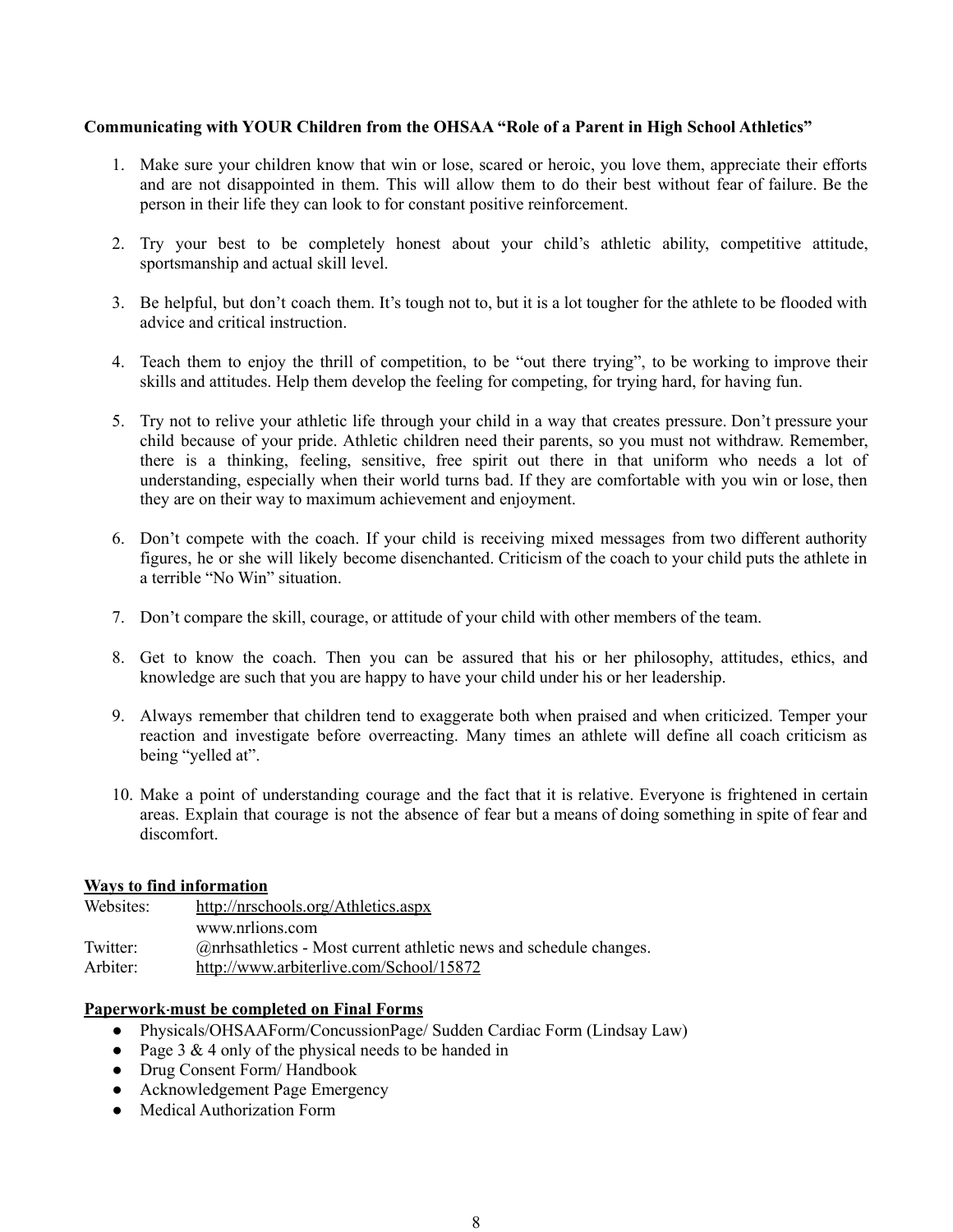**Communicating with YOUR Children from the OHSAA "Role of a Parent in High School Athletics"**

1. Make sure your children know that win or lose, scared or heroic, you love them, appreciate their efforts and are not disappointed in them. This will allow them to do their best without fear of failure. Be the person in their life they can look to for constant positive reinforcement.

2. Try your best to be completely honest about your child's athletic ability, competitive attitude, sportsmanship and actual skill level.

3. Be helpful, but don't coach them. It's tough not to, but it is a lot tougher for the athlete to be flooded with advice and critical instruction.

4. Teach them to enjoy the thrill of competition, to be "out there trying", to be working to improve their skills and attitudes. Help them develop the feeling for competing, for trying hard, for having fun.

5. Try not to relive your athletic life through your child in a way that creates pressure. Don't pressure your child because of your pride. Athletic children need their parents, so you must not withdraw. Remember, there is a thinking, feeling, sensitive, free spirit out there in that uniform who needs a lot of understanding, especially when their world turns bad. If they are comfortable with you win or lose, then they are on their way to maximum achievement and enjoyment.

6. Don't compete with the coach. If your child is receiving mixed messages from two different authority figures, he or she will likely become disenchanted. Criticism of the coach to your child puts the athlete in a terrible "No Win" situation.

7. Don't compare the skill, courage, or attitude of your child with other members of the team.

8. Get to know the coach. Then you can be assured that his or her philosophy, attitudes, ethics, and knowledge are such that you are happy to have your child under his or her leadership.

9. Always remember that children tend to exaggerate both when praised and when criticized. Temper your reaction and investigate before overreacting. Many times an athlete will define all coach criticism as being "yelled at".

10. Make a point of understanding courage and the fact that it is relative. Everyone is frightened in certain areas. Explain that courage is not the absence of fear but a means of doing something in spite of fear and discomfort.

**Ways to find information**

| | |
|---|---|
| Websites: | http://nrschools.org/Athletics.aspx |
| | www.nrlions.com |
| Twitter: | @nrhsathletics - Most current athletic news and schedule changes. |
| Arbiter: | http://www.arbiterlive.com/School/15872 |

**Paperwork must be completed on Final Forms**

- Physicals/OHSAAForm/ConcussionPage/ Sudden Cardiac Form (Lindsay Law)
- Page 3 & 4 only of the physical needs to be handed in
- Drug Consent Form/ Handbook
- Acknowledgement Page Emergency
- Medical Authorization Form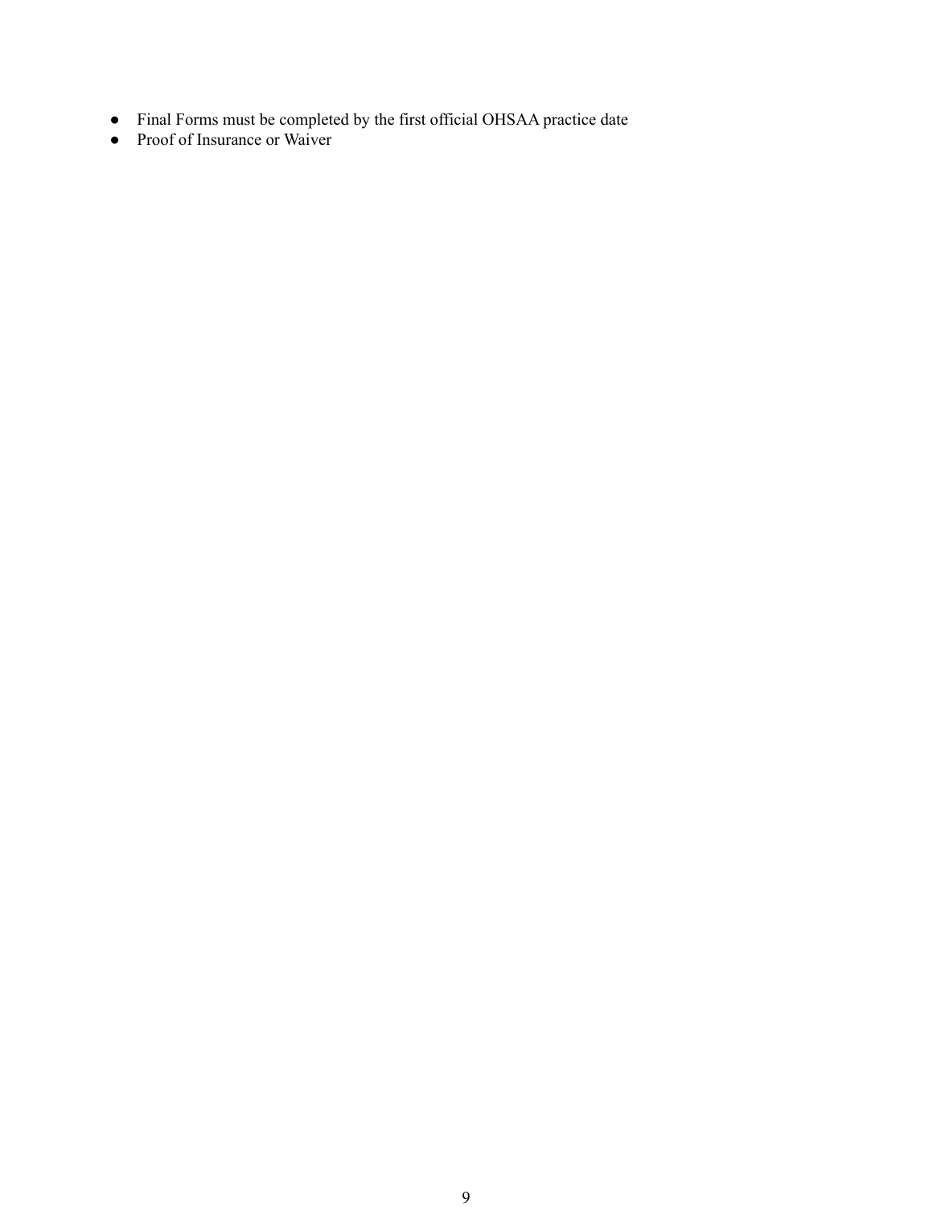- Final Forms must be completed by the first official OHSAA practice date
- Proof of Insurance or Waiver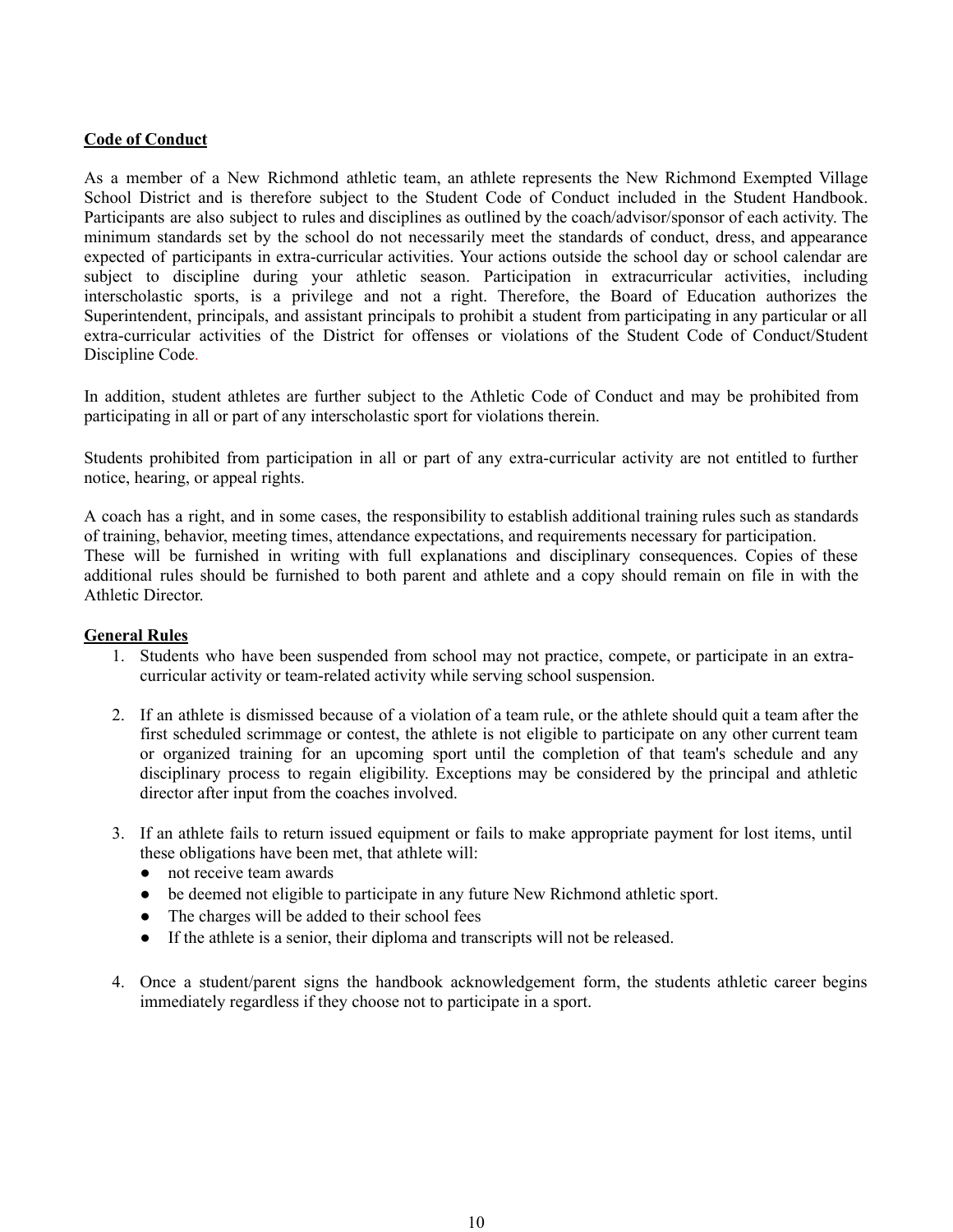**Code of Conduct**

As a member of a New Richmond athletic team, an athlete represents the New Richmond Exempted Village School District and is therefore subject to the Student Code of Conduct included in the Student Handbook. Participants are also subject to rules and disciplines as outlined by the coach/advisor/sponsor of each activity. The minimum standards set by the school do not necessarily meet the standards of conduct, dress, and appearance expected of participants in extra-curricular activities. Your actions outside the school day or school calendar are subject to discipline during your athletic season. Participation in extracurricular activities, including interscholastic sports, is a privilege and not a right. Therefore, the Board of Education authorizes the Superintendent, principals, and assistant principals to prohibit a student from participating in any particular or all extra-curricular activities of the District for offenses or violations of the Student Code of Conduct/Student Discipline Code.

In addition, student athletes are further subject to the Athletic Code of Conduct and may be prohibited from participating in all or part of any interscholastic sport for violations therein.

Students prohibited from participation in all or part of any extra-curricular activity are not entitled to further notice, hearing, or appeal rights.

A coach has a right, and in some cases, the responsibility to establish additional training rules such as standards of training, behavior, meeting times, attendance expectations, and requirements necessary for participation. These will be furnished in writing with full explanations and disciplinary consequences. Copies of these additional rules should be furnished to both parent and athlete and a copy should remain on file in with the Athletic Director.

**General Rules**

1. Students who have been suspended from school may not practice, compete, or participate in an extra-curricular activity or team-related activity while serving school suspension.

2. If an athlete is dismissed because of a violation of a team rule, or the athlete should quit a team after the first scheduled scrimmage or contest, the athlete is not eligible to participate on any other current team or organized training for an upcoming sport until the completion of that team's schedule and any disciplinary process to regain eligibility. Exceptions may be considered by the principal and athletic director after input from the coaches involved.

3. If an athlete fails to return issued equipment or fails to make appropriate payment for lost items, until these obligations have been met, that athlete will:
   - not receive team awards
   - be deemed not eligible to participate in any future New Richmond athletic sport.
   - The charges will be added to their school fees
   - If the athlete is a senior, their diploma and transcripts will not be released.

4. Once a student/parent signs the handbook acknowledgement form, the students athletic career begins immediately regardless if they choose not to participate in a sport.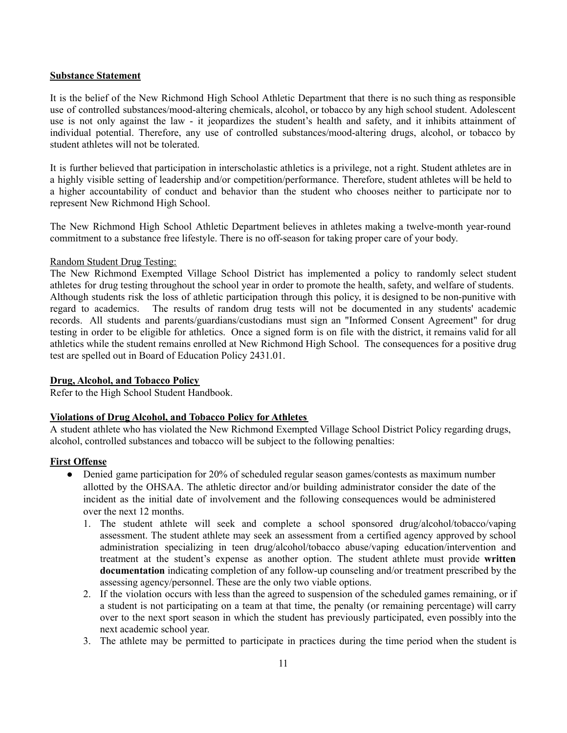**Substance Statement**

It is the belief of the New Richmond High School Athletic Department that there is no such thing as responsible use of controlled substances/mood-altering chemicals, alcohol, or tobacco by any high school student. Adolescent use is not only against the law - it jeopardizes the student's health and safety, and it inhibits attainment of individual potential. Therefore, any use of controlled substances/mood-altering drugs, alcohol, or tobacco by student athletes will not be tolerated.

It is further believed that participation in interscholastic athletics is a privilege, not a right. Student athletes are in a highly visible setting of leadership and/or competition/performance. Therefore, student athletes will be held to a higher accountability of conduct and behavior than the student who chooses neither to participate nor to represent New Richmond High School.

The New Richmond High School Athletic Department believes in athletes making a twelve-month year-round commitment to a substance free lifestyle. There is no off-season for taking proper care of your body.

Random Student Drug Testing:
The New Richmond Exempted Village School District has implemented a policy to randomly select student athletes for drug testing throughout the school year in order to promote the health, safety, and welfare of students. Although students risk the loss of athletic participation through this policy, it is designed to be non-punitive with regard to academics. The results of random drug tests will not be documented in any students' academic records. All students and parents/guardians/custodians must sign an "Informed Consent Agreement" for drug testing in order to be eligible for athletics. Once a signed form is on file with the district, it remains valid for all athletics while the student remains enrolled at New Richmond High School. The consequences for a positive drug test are spelled out in Board of Education Policy 2431.01.

**Drug, Alcohol, and Tobacco Policy**
Refer to the High School Student Handbook.

**Violations of Drug Alcohol, and Tobacco Policy for Athletes**
A student athlete who has violated the New Richmond Exempted Village School District Policy regarding drugs, alcohol, controlled substances and tobacco will be subject to the following penalties:

**First Offense**

- Denied game participation for 20% of scheduled regular season games/contests as maximum number allotted by the OHSAA. The athletic director and/or building administrator consider the date of the incident as the initial date of involvement and the following consequences would be administered over the next 12 months.
    1. The student athlete will seek and complete a school sponsored drug/alcohol/tobacco/vaping assessment. The student athlete may seek an assessment from a certified agency approved by school administration specializing in teen drug/alcohol/tobacco abuse/vaping education/intervention and treatment at the student's expense as another option. The student athlete must provide **written documentation** indicating completion of any follow-up counseling and/or treatment prescribed by the assessing agency/personnel. These are the only two viable options.
    2. If the violation occurs with less than the agreed to suspension of the scheduled games remaining, or if a student is not participating on a team at that time, the penalty (or remaining percentage) will carry over to the next sport season in which the student has previously participated, even possibly into the next academic school year.
    3. The athlete may be permitted to participate in practices during the time period when the student is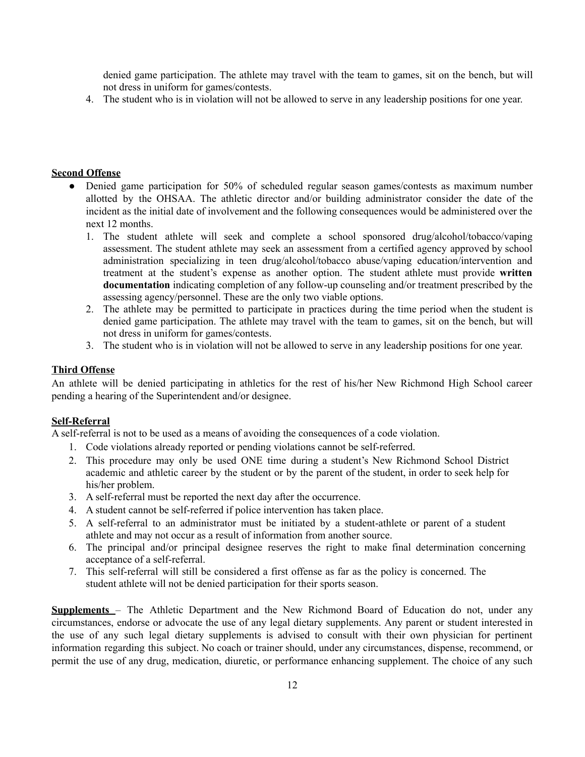denied game participation. The athlete may travel with the team to games, sit on the bench, but will not dress in uniform for games/contests.

4. The student who is in violation will not be allowed to serve in any leadership positions for one year.

**Second Offense**

- Denied game participation for 50% of scheduled regular season games/contests as maximum number allotted by the OHSAA. The athletic director and/or building administrator consider the date of the incident as the initial date of involvement and the following consequences would be administered over the next 12 months.
  1. The student athlete will seek and complete a school sponsored drug/alcohol/tobacco/vaping assessment. The student athlete may seek an assessment from a certified agency approved by school administration specializing in teen drug/alcohol/tobacco abuse/vaping education/intervention and treatment at the student's expense as another option. The student athlete must provide **written documentation** indicating completion of any follow-up counseling and/or treatment prescribed by the assessing agency/personnel. These are the only two viable options.
  2. The athlete may be permitted to participate in practices during the time period when the student is denied game participation. The athlete may travel with the team to games, sit on the bench, but will not dress in uniform for games/contests.
  3. The student who is in violation will not be allowed to serve in any leadership positions for one year.

**Third Offense**

An athlete will be denied participating in athletics for the rest of his/her New Richmond High School career pending a hearing of the Superintendent and/or designee.

**Self-Referral**

A self-referral is not to be used as a means of avoiding the consequences of a code violation.

1. Code violations already reported or pending violations cannot be self-referred.
2. This procedure may only be used ONE time during a student's New Richmond School District academic and athletic career by the student or by the parent of the student, in order to seek help for his/her problem.
3. A self-referral must be reported the next day after the occurrence.
4. A student cannot be self-referred if police intervention has taken place.
5. A self-referral to an administrator must be initiated by a student-athlete or parent of a student athlete and may not occur as a result of information from another source.
6. The principal and/or principal designee reserves the right to make final determination concerning acceptance of a self-referral.
7. This self-referral will still be considered a first offense as far as the policy is concerned. The student athlete will not be denied participation for their sports season.

**Supplements** – The Athletic Department and the New Richmond Board of Education do not, under any circumstances, endorse or advocate the use of any legal dietary supplements. Any parent or student interested in the use of any such legal dietary supplements is advised to consult with their own physician for pertinent information regarding this subject. No coach or trainer should, under any circumstances, dispense, recommend, or permit the use of any drug, medication, diuretic, or performance enhancing supplement. The choice of any such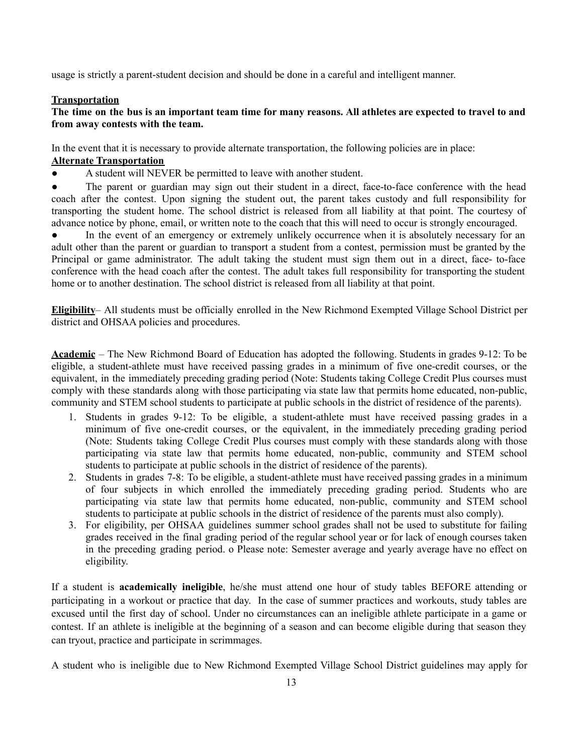usage is strictly a parent-student decision and should be done in a careful and intelligent manner.

**Transportation**

**The time on the bus is an important team time for many reasons. All athletes are expected to travel to and from away contests with the team.**

In the event that it is necessary to provide alternate transportation, the following policies are in place:

**Alternate Transportation**

- A student will NEVER be permitted to leave with another student.
- The parent or guardian may sign out their student in a direct, face-to-face conference with the head coach after the contest. Upon signing the student out, the parent takes custody and full responsibility for transporting the student home. The school district is released from all liability at that point. The courtesy of advance notice by phone, email, or written note to the coach that this will need to occur is strongly encouraged.
- In the event of an emergency or extremely unlikely occurrence when it is absolutely necessary for an adult other than the parent or guardian to transport a student from a contest, permission must be granted by the Principal or game administrator. The adult taking the student must sign them out in a direct, face- to-face conference with the head coach after the contest. The adult takes full responsibility for transporting the student home or to another destination. The school district is released from all liability at that point.

**Eligibility**– All students must be officially enrolled in the New Richmond Exempted Village School District per district and OHSAA policies and procedures.

**Academic** – The New Richmond Board of Education has adopted the following. Students in grades 9-12: To be eligible, a student-athlete must have received passing grades in a minimum of five one-credit courses, or the equivalent, in the immediately preceding grading period (Note: Students taking College Credit Plus courses must comply with these standards along with those participating via state law that permits home educated, non-public, community and STEM school students to participate at public schools in the district of residence of the parents).

1. Students in grades 9-12: To be eligible, a student-athlete must have received passing grades in a minimum of five one-credit courses, or the equivalent, in the immediately preceding grading period (Note: Students taking College Credit Plus courses must comply with these standards along with those participating via state law that permits home educated, non-public, community and STEM school students to participate at public schools in the district of residence of the parents).
2. Students in grades 7-8: To be eligible, a student-athlete must have received passing grades in a minimum of four subjects in which enrolled the immediately preceding grading period. Students who are participating via state law that permits home educated, non-public, community and STEM school students to participate at public schools in the district of residence of the parents must also comply).
3. For eligibility, per OHSAA guidelines summer school grades shall not be used to substitute for failing grades received in the final grading period of the regular school year or for lack of enough courses taken in the preceding grading period. o Please note: Semester average and yearly average have no effect on eligibility.

If a student is **academically ineligible**, he/she must attend one hour of study tables BEFORE attending or participating in a workout or practice that day. In the case of summer practices and workouts, study tables are excused until the first day of school. Under no circumstances can an ineligible athlete participate in a game or contest. If an athlete is ineligible at the beginning of a season and can become eligible during that season they can tryout, practice and participate in scrimmages.

A student who is ineligible due to New Richmond Exempted Village School District guidelines may apply for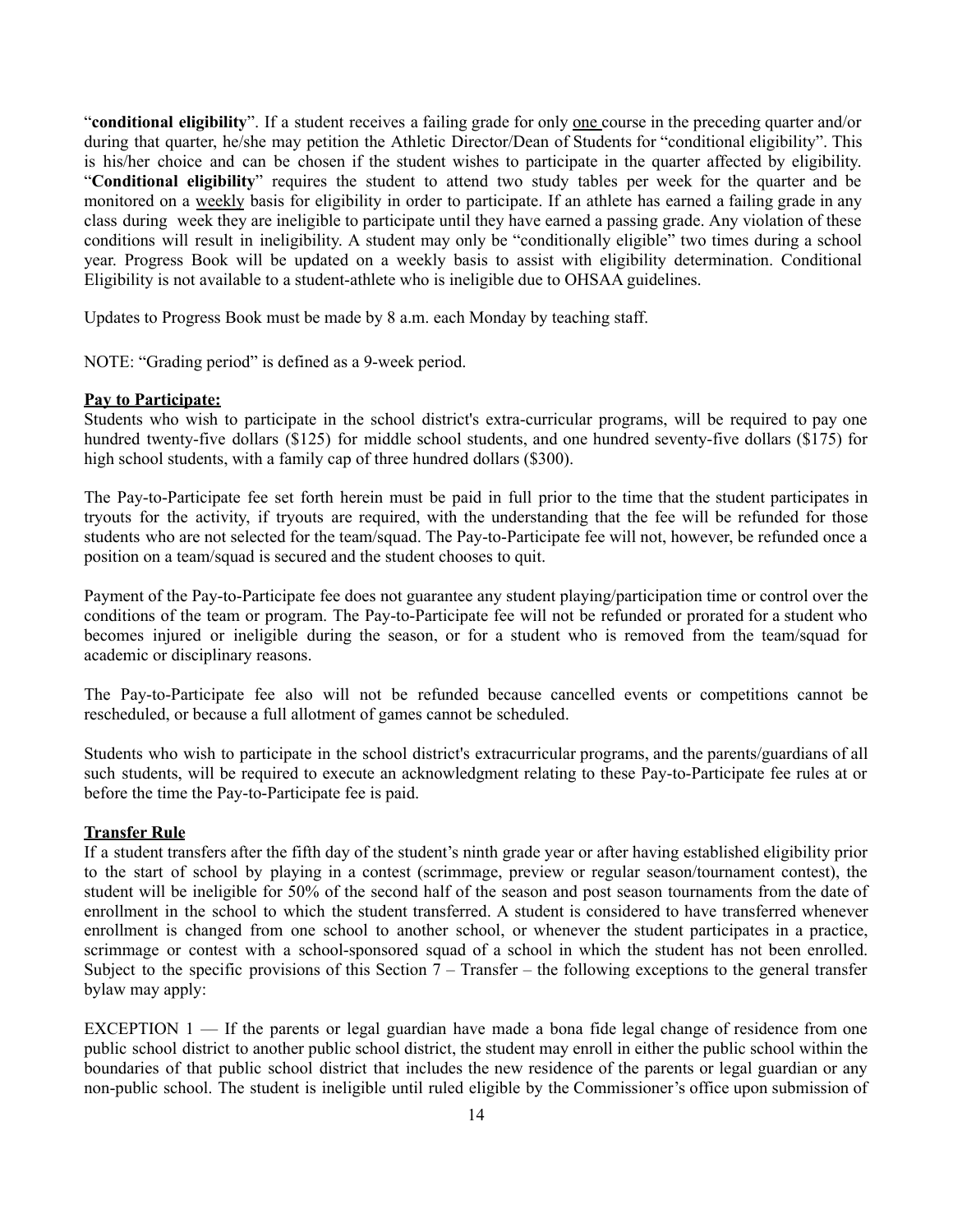"**conditional eligibility**". If a student receives a failing grade for only <u>one</u> course in the preceding quarter and/or during that quarter, he/she may petition the Athletic Director/Dean of Students for "conditional eligibility". This is his/her choice and can be chosen if the student wishes to participate in the quarter affected by eligibility. "**Conditional eligibility**" requires the student to attend two study tables per week for the quarter and be monitored on a <u>weekly</u> basis for eligibility in order to participate. If an athlete has earned a failing grade in any class during week they are ineligible to participate until they have earned a passing grade. Any violation of these conditions will result in ineligibility. A student may only be "conditionally eligible" two times during a school year. Progress Book will be updated on a weekly basis to assist with eligibility determination. Conditional Eligibility is not available to a student-athlete who is ineligible due to OHSAA guidelines.

Updates to Progress Book must be made by 8 a.m. each Monday by teaching staff.

NOTE: "Grading period" is defined as a 9-week period.

**<u>Pay to Participate:</u>**

Students who wish to participate in the school district's extra-curricular programs, will be required to pay one hundred twenty-five dollars ($125) for middle school students, and one hundred seventy-five dollars ($175) for high school students, with a family cap of three hundred dollars ($300).

The Pay-to-Participate fee set forth herein must be paid in full prior to the time that the student participates in tryouts for the activity, if tryouts are required, with the understanding that the fee will be refunded for those students who are not selected for the team/squad. The Pay-to-Participate fee will not, however, be refunded once a position on a team/squad is secured and the student chooses to quit.

Payment of the Pay-to-Participate fee does not guarantee any student playing/participation time or control over the conditions of the team or program. The Pay-to-Participate fee will not be refunded or prorated for a student who becomes injured or ineligible during the season, or for a student who is removed from the team/squad for academic or disciplinary reasons.

The Pay-to-Participate fee also will not be refunded because cancelled events or competitions cannot be rescheduled, or because a full allotment of games cannot be scheduled.

Students who wish to participate in the school district's extracurricular programs, and the parents/guardians of all such students, will be required to execute an acknowledgment relating to these Pay-to-Participate fee rules at or before the time the Pay-to-Participate fee is paid.

**<u>Transfer Rule</u>**

If a student transfers after the fifth day of the student's ninth grade year or after having established eligibility prior to the start of school by playing in a contest (scrimmage, preview or regular season/tournament contest), the student will be ineligible for 50% of the second half of the season and post season tournaments from the date of enrollment in the school to which the student transferred. A student is considered to have transferred whenever enrollment is changed from one school to another school, or whenever the student participates in a practice, scrimmage or contest with a school-sponsored squad of a school in which the student has not been enrolled. Subject to the specific provisions of this Section 7 – Transfer – the following exceptions to the general transfer bylaw may apply:

EXCEPTION 1 — If the parents or legal guardian have made a bona fide legal change of residence from one public school district to another public school district, the student may enroll in either the public school within the boundaries of that public school district that includes the new residence of the parents or legal guardian or any non-public school. The student is ineligible until ruled eligible by the Commissioner's office upon submission of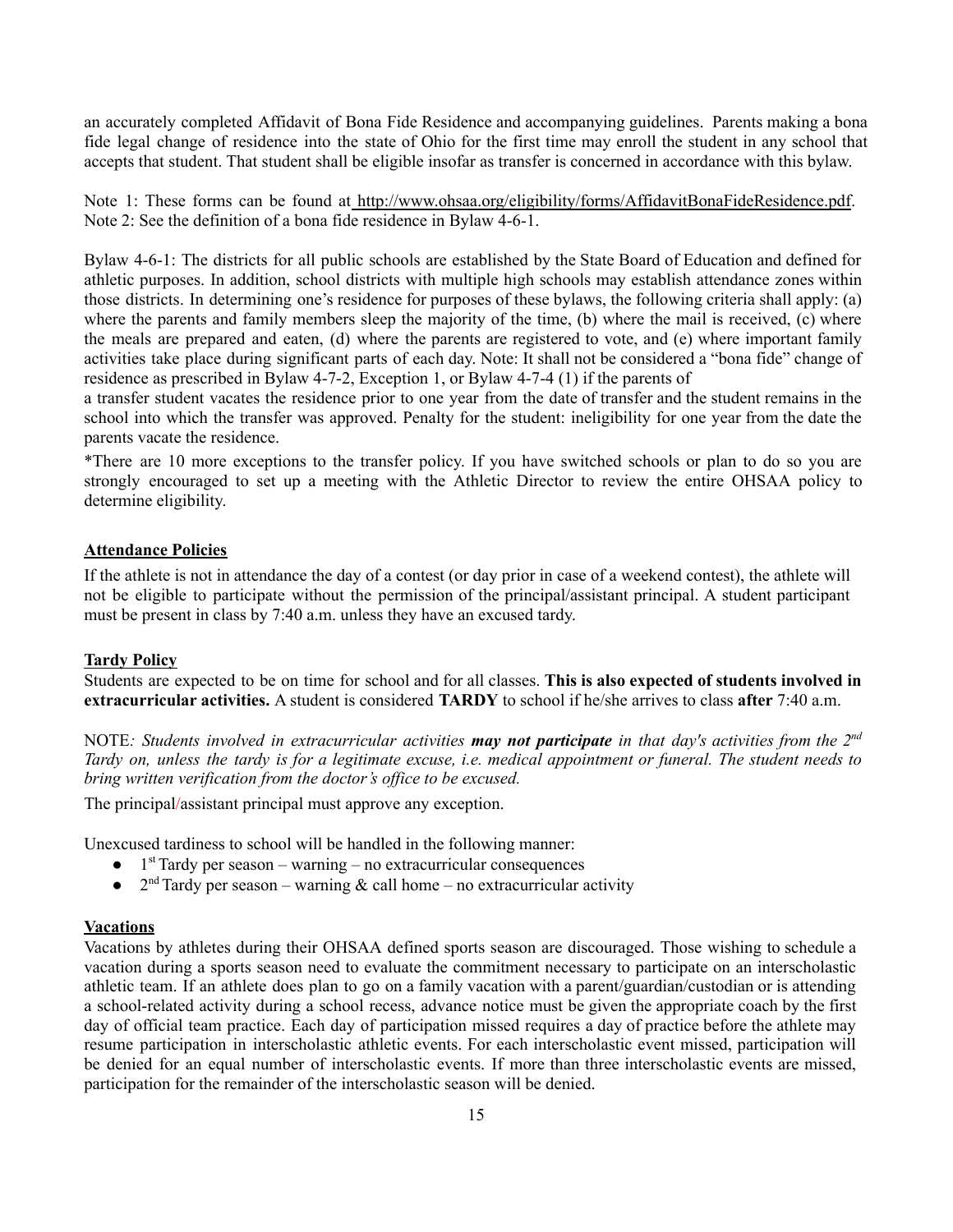an accurately completed Affidavit of Bona Fide Residence and accompanying guidelines. Parents making a bona fide legal change of residence into the state of Ohio for the first time may enroll the student in any school that accepts that student. That student shall be eligible insofar as transfer is concerned in accordance with this bylaw.

Note 1: These forms can be found at http://www.ohsaa.org/eligibility/forms/AffidavitBonaFideResidence.pdf.
Note 2: See the definition of a bona fide residence in Bylaw 4-6-1.

Bylaw 4-6-1: The districts for all public schools are established by the State Board of Education and defined for athletic purposes. In addition, school districts with multiple high schools may establish attendance zones within those districts. In determining one's residence for purposes of these bylaws, the following criteria shall apply: (a) where the parents and family members sleep the majority of the time, (b) where the mail is received, (c) where the meals are prepared and eaten, (d) where the parents are registered to vote, and (e) where important family activities take place during significant parts of each day. Note: It shall not be considered a "bona fide" change of residence as prescribed in Bylaw 4-7-2, Exception 1, or Bylaw 4-7-4 (1) if the parents of a transfer student vacates the residence prior to one year from the date of transfer and the student remains in the school into which the transfer was approved. Penalty for the student: ineligibility for one year from the date the parents vacate the residence.

*There are 10 more exceptions to the transfer policy. If you have switched schools or plan to do so you are strongly encouraged to set up a meeting with the Athletic Director to review the entire OHSAA policy to determine eligibility.

## Attendance Policies

If the athlete is not in attendance the day of a contest (or day prior in case of a weekend contest), the athlete will not be eligible to participate without the permission of the principal/assistant principal. A student participant must be present in class by 7:40 a.m. unless they have an excused tardy.

## Tardy Policy

Students are expected to be on time for school and for all classes. **This is also expected of students involved in extracurricular activities.** A student is considered **TARDY** to school if he/she arrives to class **after** 7:40 a.m.

NOTE*: Students involved in extracurricular activities **may not participate** in that day's activities from the 2nd Tardy on, unless the tardy is for a legitimate excuse, i.e. medical appointment or funeral. The student needs to bring written verification from the doctor's office to be excused.*

The principal/assistant principal must approve any exception.

Unexcused tardiness to school will be handled in the following manner:

- 1st Tardy per season – warning – no extracurricular consequences
- 2nd Tardy per season – warning & call home – no extracurricular activity

## Vacations

Vacations by athletes during their OHSAA defined sports season are discouraged. Those wishing to schedule a vacation during a sports season need to evaluate the commitment necessary to participate on an interscholastic athletic team. If an athlete does plan to go on a family vacation with a parent/guardian/custodian or is attending a school-related activity during a school recess, advance notice must be given the appropriate coach by the first day of official team practice. Each day of participation missed requires a day of practice before the athlete may resume participation in interscholastic athletic events. For each interscholastic event missed, participation will be denied for an equal number of interscholastic events. If more than three interscholastic events are missed, participation for the remainder of the interscholastic season will be denied.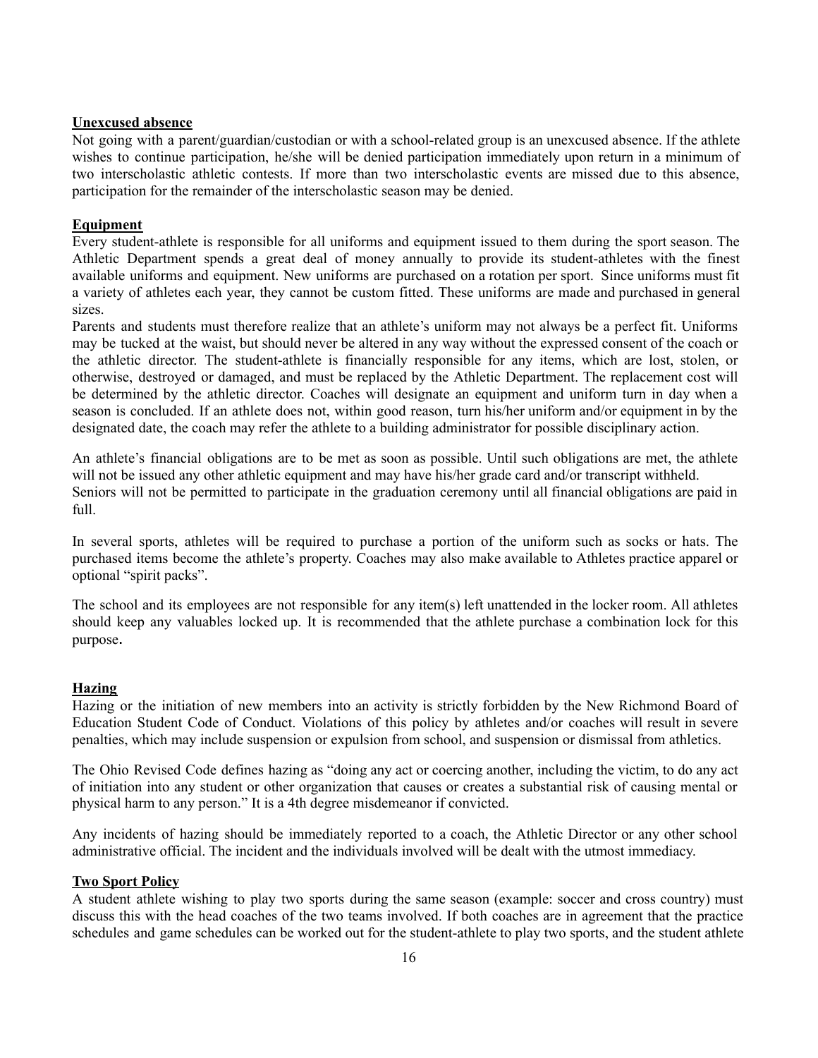**Unexcused absence**

Not going with a parent/guardian/custodian or with a school-related group is an unexcused absence. If the athlete wishes to continue participation, he/she will be denied participation immediately upon return in a minimum of two interscholastic athletic contests. If more than two interscholastic events are missed due to this absence, participation for the remainder of the interscholastic season may be denied.

**Equipment**

Every student-athlete is responsible for all uniforms and equipment issued to them during the sport season. The Athletic Department spends a great deal of money annually to provide its student-athletes with the finest available uniforms and equipment. New uniforms are purchased on a rotation per sport. Since uniforms must fit a variety of athletes each year, they cannot be custom fitted. These uniforms are made and purchased in general sizes.

Parents and students must therefore realize that an athlete's uniform may not always be a perfect fit. Uniforms may be tucked at the waist, but should never be altered in any way without the expressed consent of the coach or the athletic director. The student-athlete is financially responsible for any items, which are lost, stolen, or otherwise, destroyed or damaged, and must be replaced by the Athletic Department. The replacement cost will be determined by the athletic director. Coaches will designate an equipment and uniform turn in day when a season is concluded. If an athlete does not, within good reason, turn his/her uniform and/or equipment in by the designated date, the coach may refer the athlete to a building administrator for possible disciplinary action.

An athlete's financial obligations are to be met as soon as possible. Until such obligations are met, the athlete will not be issued any other athletic equipment and may have his/her grade card and/or transcript withheld. Seniors will not be permitted to participate in the graduation ceremony until all financial obligations are paid in full.

In several sports, athletes will be required to purchase a portion of the uniform such as socks or hats. The purchased items become the athlete's property. Coaches may also make available to Athletes practice apparel or optional "spirit packs".

The school and its employees are not responsible for any item(s) left unattended in the locker room. All athletes should keep any valuables locked up. It is recommended that the athlete purchase a combination lock for this purpose.

**Hazing**

Hazing or the initiation of new members into an activity is strictly forbidden by the New Richmond Board of Education Student Code of Conduct. Violations of this policy by athletes and/or coaches will result in severe penalties, which may include suspension or expulsion from school, and suspension or dismissal from athletics.

The Ohio Revised Code defines hazing as "doing any act or coercing another, including the victim, to do any act of initiation into any student or other organization that causes or creates a substantial risk of causing mental or physical harm to any person." It is a 4th degree misdemeanor if convicted.

Any incidents of hazing should be immediately reported to a coach, the Athletic Director or any other school administrative official. The incident and the individuals involved will be dealt with the utmost immediacy.

**Two Sport Policy**

A student athlete wishing to play two sports during the same season (example: soccer and cross country) must discuss this with the head coaches of the two teams involved. If both coaches are in agreement that the practice schedules and game schedules can be worked out for the student-athlete to play two sports, and the student athlete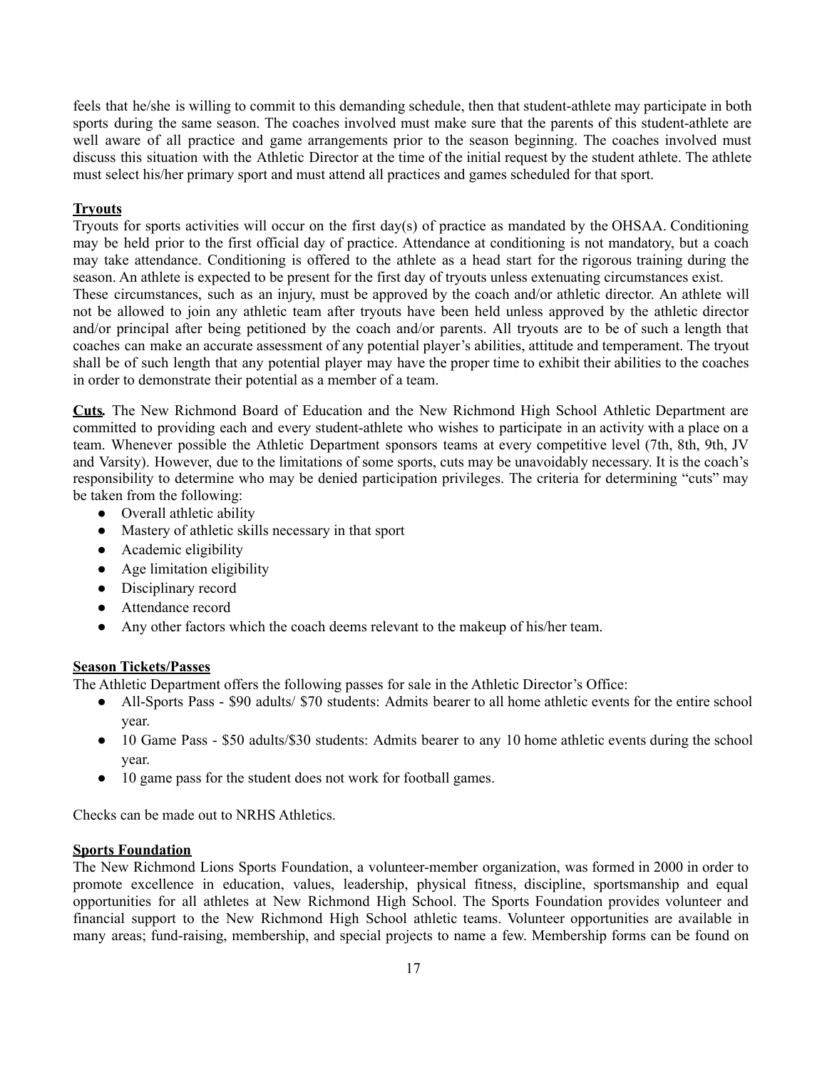feels that he/she is willing to commit to this demanding schedule, then that student-athlete may participate in both sports during the same season. The coaches involved must make sure that the parents of this student-athlete are well aware of all practice and game arrangements prior to the season beginning. The coaches involved must discuss this situation with the Athletic Director at the time of the initial request by the student athlete. The athlete must select his/her primary sport and must attend all practices and games scheduled for that sport.

**Tryouts**

Tryouts for sports activities will occur on the first day(s) of practice as mandated by the OHSAA. Conditioning may be held prior to the first official day of practice. Attendance at conditioning is not mandatory, but a coach may take attendance. Conditioning is offered to the athlete as a head start for the rigorous training during the season. An athlete is expected to be present for the first day of tryouts unless extenuating circumstances exist. These circumstances, such as an injury, must be approved by the coach and/or athletic director. An athlete will not be allowed to join any athletic team after tryouts have been held unless approved by the athletic director and/or principal after being petitioned by the coach and/or parents. All tryouts are to be of such a length that coaches can make an accurate assessment of any potential player's abilities, attitude and temperament. The tryout shall be of such length that any potential player may have the proper time to exhibit their abilities to the coaches in order to demonstrate their potential as a member of a team.

***Cuts*.** The New Richmond Board of Education and the New Richmond High School Athletic Department are committed to providing each and every student-athlete who wishes to participate in an activity with a place on a team. Whenever possible the Athletic Department sponsors teams at every competitive level (7th, 8th, 9th, JV and Varsity). However, due to the limitations of some sports, cuts may be unavoidably necessary. It is the coach's responsibility to determine who may be denied participation privileges. The criteria for determining "cuts" may be taken from the following:

- Overall athletic ability
- Mastery of athletic skills necessary in that sport
- Academic eligibility
- Age limitation eligibility
- Disciplinary record
- Attendance record
- Any other factors which the coach deems relevant to the makeup of his/her team.

**Season Tickets/Passes**

The Athletic Department offers the following passes for sale in the Athletic Director's Office:

- All-Sports Pass - $90 adults/ $70 students: Admits bearer to all home athletic events for the entire school year.
- 10 Game Pass - $50 adults/$30 students: Admits bearer to any 10 home athletic events during the school year.
- 10 game pass for the student does not work for football games.

Checks can be made out to NRHS Athletics.

**Sports Foundation**

The New Richmond Lions Sports Foundation, a volunteer-member organization, was formed in 2000 in order to promote excellence in education, values, leadership, physical fitness, discipline, sportsmanship and equal opportunities for all athletes at New Richmond High School. The Sports Foundation provides volunteer and financial support to the New Richmond High School athletic teams. Volunteer opportunities are available in many areas; fund-raising, membership, and special projects to name a few. Membership forms can be found on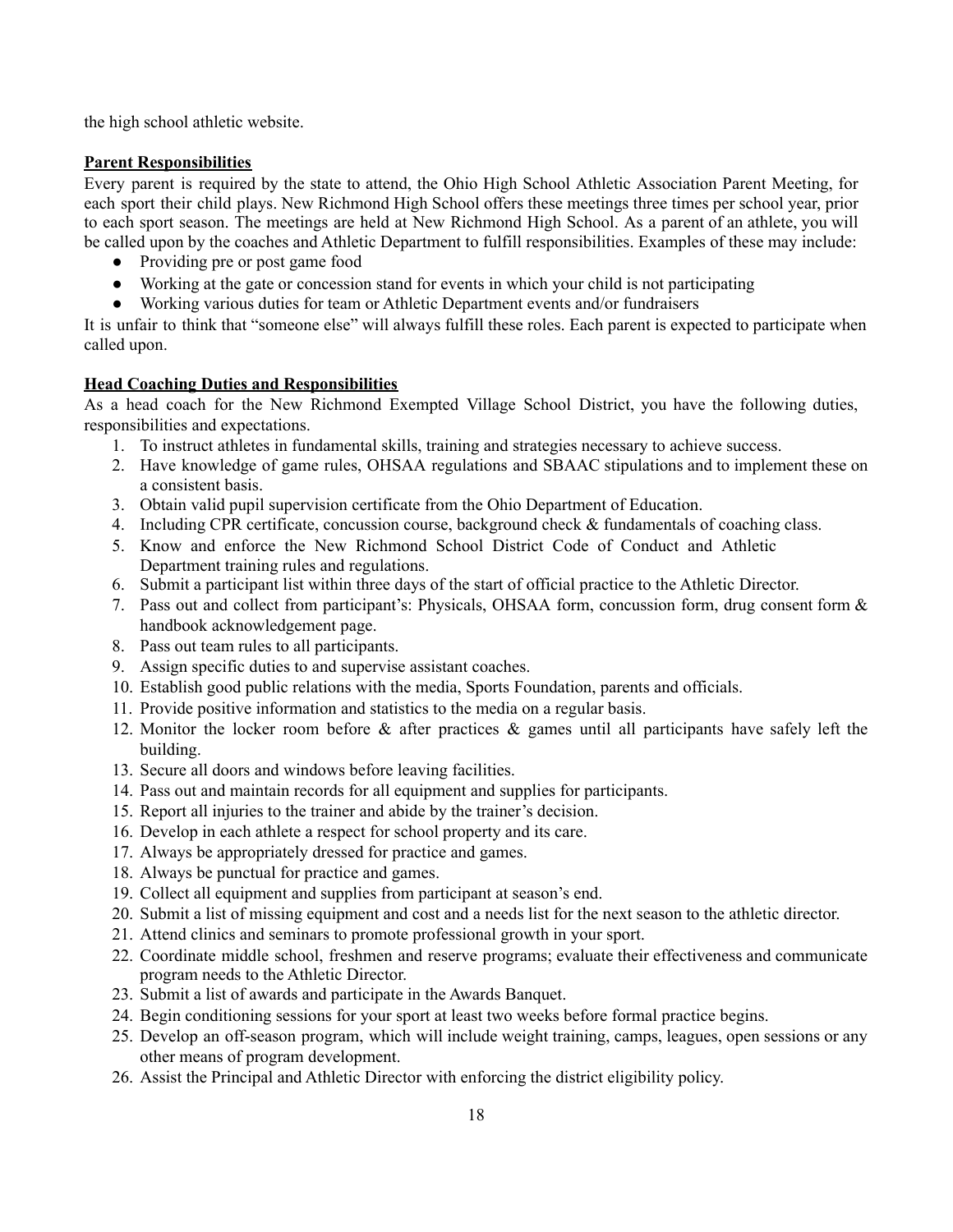the high school athletic website.

**Parent Responsibilities**

Every parent is required by the state to attend, the Ohio High School Athletic Association Parent Meeting, for each sport their child plays. New Richmond High School offers these meetings three times per school year, prior to each sport season. The meetings are held at New Richmond High School. As a parent of an athlete, you will be called upon by the coaches and Athletic Department to fulfill responsibilities. Examples of these may include:

- Providing pre or post game food
- Working at the gate or concession stand for events in which your child is not participating
- Working various duties for team or Athletic Department events and/or fundraisers

It is unfair to think that "someone else" will always fulfill these roles. Each parent is expected to participate when called upon.

**Head Coaching Duties and Responsibilities**

As a head coach for the New Richmond Exempted Village School District, you have the following duties, responsibilities and expectations.

1. To instruct athletes in fundamental skills, training and strategies necessary to achieve success.
2. Have knowledge of game rules, OHSAA regulations and SBAAC stipulations and to implement these on a consistent basis.
3. Obtain valid pupil supervision certificate from the Ohio Department of Education.
4. Including CPR certificate, concussion course, background check & fundamentals of coaching class.
5. Know and enforce the New Richmond School District Code of Conduct and Athletic Department training rules and regulations.
6. Submit a participant list within three days of the start of official practice to the Athletic Director.
7. Pass out and collect from participant's: Physicals, OHSAA form, concussion form, drug consent form & handbook acknowledgement page.
8. Pass out team rules to all participants.
9. Assign specific duties to and supervise assistant coaches.
10. Establish good public relations with the media, Sports Foundation, parents and officials.
11. Provide positive information and statistics to the media on a regular basis.
12. Monitor the locker room before & after practices & games until all participants have safely left the building.
13. Secure all doors and windows before leaving facilities.
14. Pass out and maintain records for all equipment and supplies for participants.
15. Report all injuries to the trainer and abide by the trainer's decision.
16. Develop in each athlete a respect for school property and its care.
17. Always be appropriately dressed for practice and games.
18. Always be punctual for practice and games.
19. Collect all equipment and supplies from participant at season's end.
20. Submit a list of missing equipment and cost and a needs list for the next season to the athletic director.
21. Attend clinics and seminars to promote professional growth in your sport.
22. Coordinate middle school, freshmen and reserve programs; evaluate their effectiveness and communicate program needs to the Athletic Director.
23. Submit a list of awards and participate in the Awards Banquet.
24. Begin conditioning sessions for your sport at least two weeks before formal practice begins.
25. Develop an off-season program, which will include weight training, camps, leagues, open sessions or any other means of program development.
26. Assist the Principal and Athletic Director with enforcing the district eligibility policy.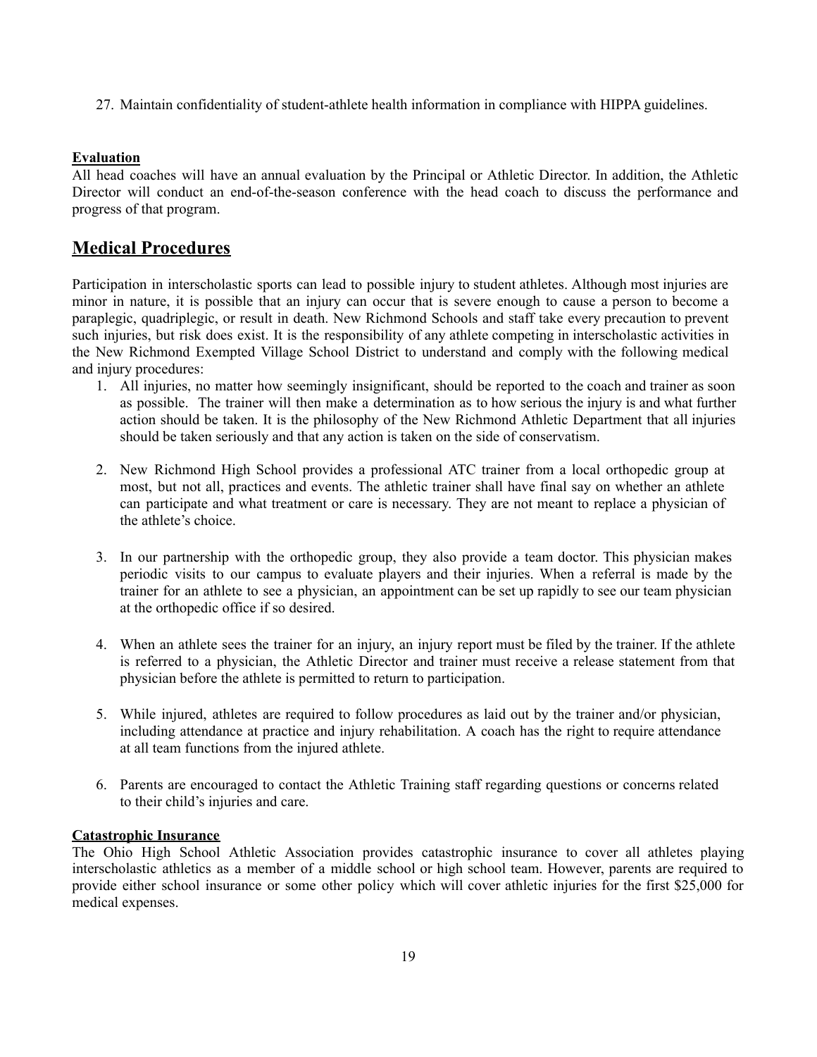27. Maintain confidentiality of student-athlete health information in compliance with HIPPA guidelines.

**Evaluation**

All head coaches will have an annual evaluation by the Principal or Athletic Director. In addition, the Athletic Director will conduct an end-of-the-season conference with the head coach to discuss the performance and progress of that program.

## Medical Procedures

Participation in interscholastic sports can lead to possible injury to student athletes. Although most injuries are minor in nature, it is possible that an injury can occur that is severe enough to cause a person to become a paraplegic, quadriplegic, or result in death. New Richmond Schools and staff take every precaution to prevent such injuries, but risk does exist. It is the responsibility of any athlete competing in interscholastic activities in the New Richmond Exempted Village School District to understand and comply with the following medical and injury procedures:

1. All injuries, no matter how seemingly insignificant, should be reported to the coach and trainer as soon as possible. The trainer will then make a determination as to how serious the injury is and what further action should be taken. It is the philosophy of the New Richmond Athletic Department that all injuries should be taken seriously and that any action is taken on the side of conservatism.

2. New Richmond High School provides a professional ATC trainer from a local orthopedic group at most, but not all, practices and events. The athletic trainer shall have final say on whether an athlete can participate and what treatment or care is necessary. They are not meant to replace a physician of the athlete's choice.

3. In our partnership with the orthopedic group, they also provide a team doctor. This physician makes periodic visits to our campus to evaluate players and their injuries. When a referral is made by the trainer for an athlete to see a physician, an appointment can be set up rapidly to see our team physician at the orthopedic office if so desired.

4. When an athlete sees the trainer for an injury, an injury report must be filed by the trainer. If the athlete is referred to a physician, the Athletic Director and trainer must receive a release statement from that physician before the athlete is permitted to return to participation.

5. While injured, athletes are required to follow procedures as laid out by the trainer and/or physician, including attendance at practice and injury rehabilitation. A coach has the right to require attendance at all team functions from the injured athlete.

6. Parents are encouraged to contact the Athletic Training staff regarding questions or concerns related to their child's injuries and care.

**Catastrophic Insurance**

The Ohio High School Athletic Association provides catastrophic insurance to cover all athletes playing interscholastic athletics as a member of a middle school or high school team. However, parents are required to provide either school insurance or some other policy which will cover athletic injuries for the first $25,000 for medical expenses.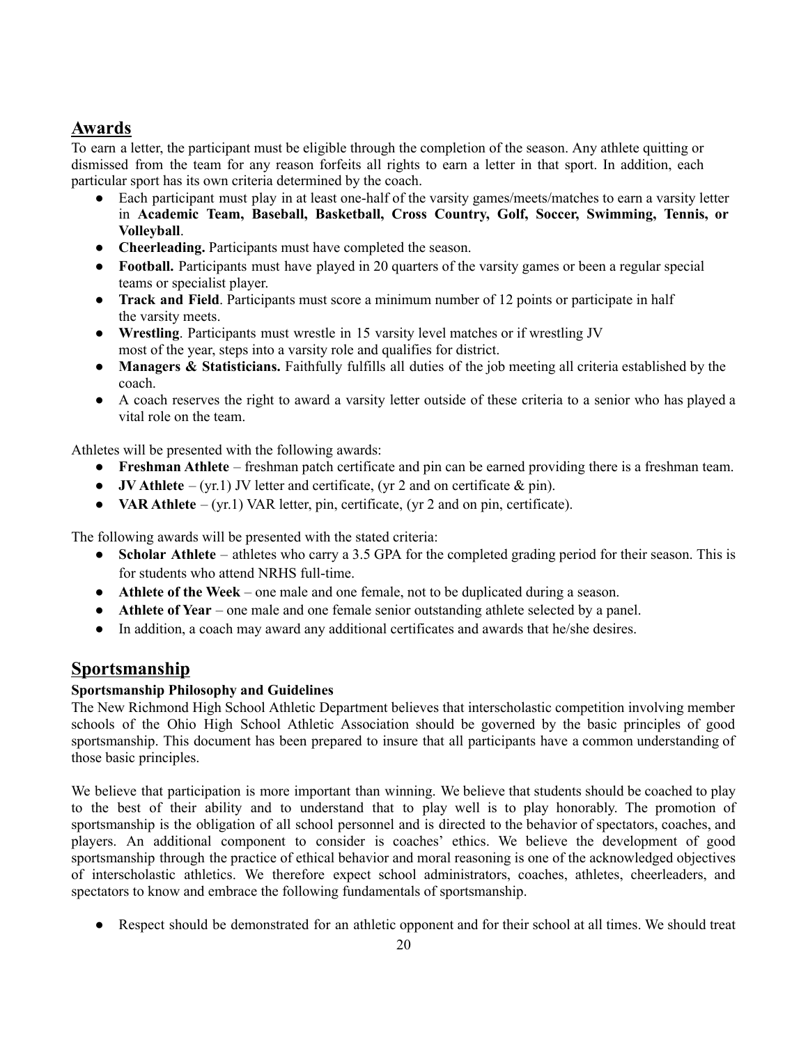## Awards

To earn a letter, the participant must be eligible through the completion of the season. Any athlete quitting or dismissed from the team for any reason forfeits all rights to earn a letter in that sport. In addition, each particular sport has its own criteria determined by the coach.

- Each participant must play in at least one-half of the varsity games/meets/matches to earn a varsity letter in **Academic Team, Baseball, Basketball, Cross Country, Golf, Soccer, Swimming, Tennis, or Volleyball**.
- **Cheerleading.** Participants must have completed the season.
- **Football.** Participants must have played in 20 quarters of the varsity games or been a regular special teams or specialist player.
- **Track and Field**. Participants must score a minimum number of 12 points or participate in half the varsity meets.
- **Wrestling**. Participants must wrestle in 15 varsity level matches or if wrestling JV most of the year, steps into a varsity role and qualifies for district.
- **Managers & Statisticians.** Faithfully fulfills all duties of the job meeting all criteria established by the coach.
- A coach reserves the right to award a varsity letter outside of these criteria to a senior who has played a vital role on the team.

Athletes will be presented with the following awards:

- **Freshman Athlete** – freshman patch certificate and pin can be earned providing there is a freshman team.
- **JV Athlete** – (yr.1) JV letter and certificate, (yr 2 and on certificate & pin).
- **VAR Athlete** – (yr.1) VAR letter, pin, certificate, (yr 2 and on pin, certificate).

The following awards will be presented with the stated criteria:

- **Scholar Athlete** – athletes who carry a 3.5 GPA for the completed grading period for their season. This is for students who attend NRHS full-time.
- **Athlete of the Week** – one male and one female, not to be duplicated during a season.
- **Athlete of Year** – one male and one female senior outstanding athlete selected by a panel.
- In addition, a coach may award any additional certificates and awards that he/she desires.

## Sportsmanship

### Sportsmanship Philosophy and Guidelines

The New Richmond High School Athletic Department believes that interscholastic competition involving member schools of the Ohio High School Athletic Association should be governed by the basic principles of good sportsmanship. This document has been prepared to insure that all participants have a common understanding of those basic principles.

We believe that participation is more important than winning. We believe that students should be coached to play to the best of their ability and to understand that to play well is to play honorably. The promotion of sportsmanship is the obligation of all school personnel and is directed to the behavior of spectators, coaches, and players. An additional component to consider is coaches' ethics. We believe the development of good sportsmanship through the practice of ethical behavior and moral reasoning is one of the acknowledged objectives of interscholastic athletics. We therefore expect school administrators, coaches, athletes, cheerleaders, and spectators to know and embrace the following fundamentals of sportsmanship.

- Respect should be demonstrated for an athletic opponent and for their school at all times. We should treat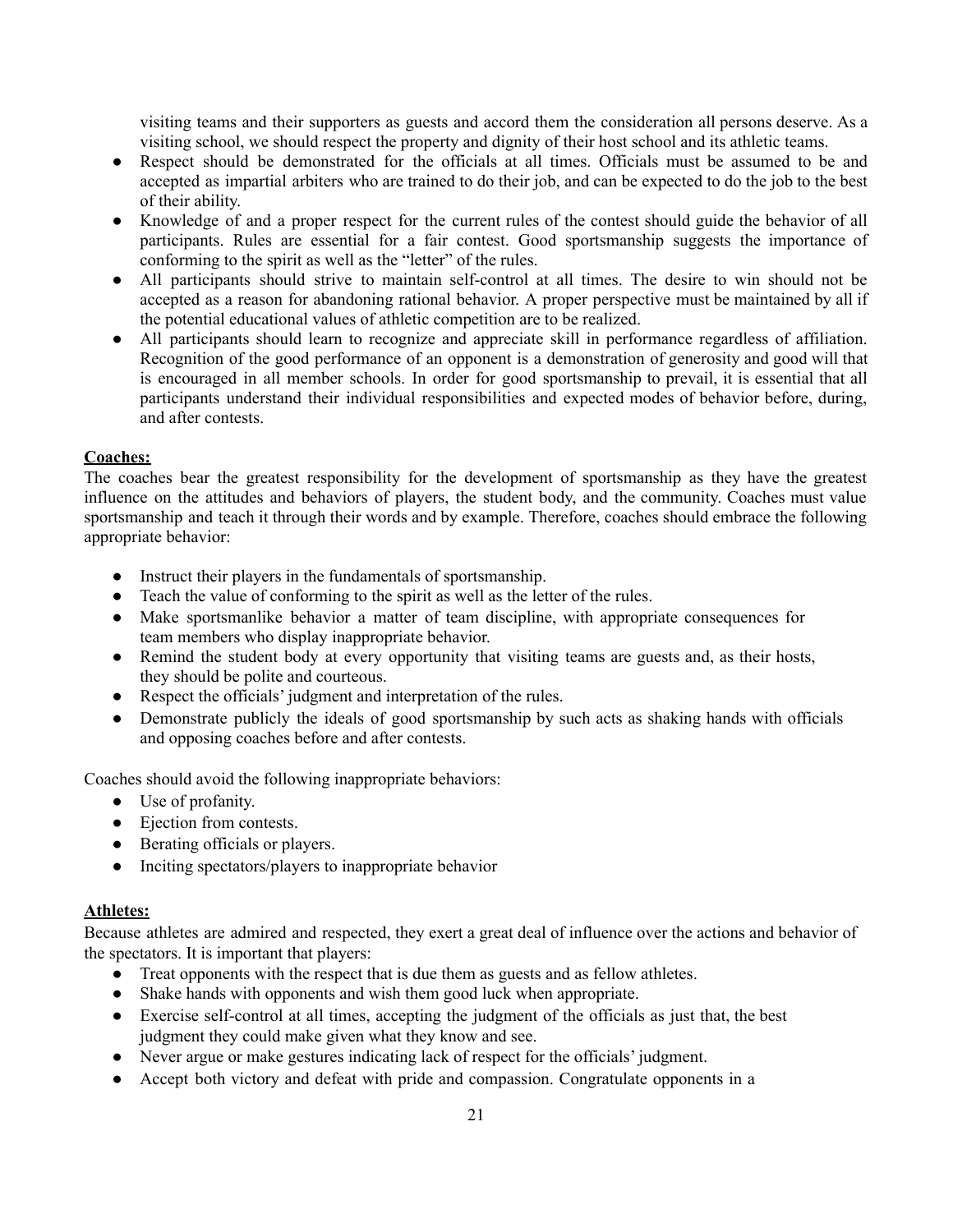visiting teams and their supporters as guests and accord them the consideration all persons deserve. As a visiting school, we should respect the property and dignity of their host school and its athletic teams.

- Respect should be demonstrated for the officials at all times. Officials must be assumed to be and accepted as impartial arbiters who are trained to do their job, and can be expected to do the job to the best of their ability.
- Knowledge of and a proper respect for the current rules of the contest should guide the behavior of all participants. Rules are essential for a fair contest. Good sportsmanship suggests the importance of conforming to the spirit as well as the "letter" of the rules.
- All participants should strive to maintain self-control at all times. The desire to win should not be accepted as a reason for abandoning rational behavior. A proper perspective must be maintained by all if the potential educational values of athletic competition are to be realized.
- All participants should learn to recognize and appreciate skill in performance regardless of affiliation. Recognition of the good performance of an opponent is a demonstration of generosity and good will that is encouraged in all member schools. In order for good sportsmanship to prevail, it is essential that all participants understand their individual responsibilities and expected modes of behavior before, during, and after contests.

**Coaches:**

The coaches bear the greatest responsibility for the development of sportsmanship as they have the greatest influence on the attitudes and behaviors of players, the student body, and the community. Coaches must value sportsmanship and teach it through their words and by example. Therefore, coaches should embrace the following appropriate behavior:

- Instruct their players in the fundamentals of sportsmanship.
- Teach the value of conforming to the spirit as well as the letter of the rules.
- Make sportsmanlike behavior a matter of team discipline, with appropriate consequences for team members who display inappropriate behavior.
- Remind the student body at every opportunity that visiting teams are guests and, as their hosts, they should be polite and courteous.
- Respect the officials' judgment and interpretation of the rules.
- Demonstrate publicly the ideals of good sportsmanship by such acts as shaking hands with officials and opposing coaches before and after contests.

Coaches should avoid the following inappropriate behaviors:

- Use of profanity.
- Ejection from contests.
- Berating officials or players.
- Inciting spectators/players to inappropriate behavior

**Athletes:**

Because athletes are admired and respected, they exert a great deal of influence over the actions and behavior of the spectators. It is important that players:

- Treat opponents with the respect that is due them as guests and as fellow athletes.
- Shake hands with opponents and wish them good luck when appropriate.
- Exercise self-control at all times, accepting the judgment of the officials as just that, the best judgment they could make given what they know and see.
- Never argue or make gestures indicating lack of respect for the officials' judgment.
- Accept both victory and defeat with pride and compassion. Congratulate opponents in a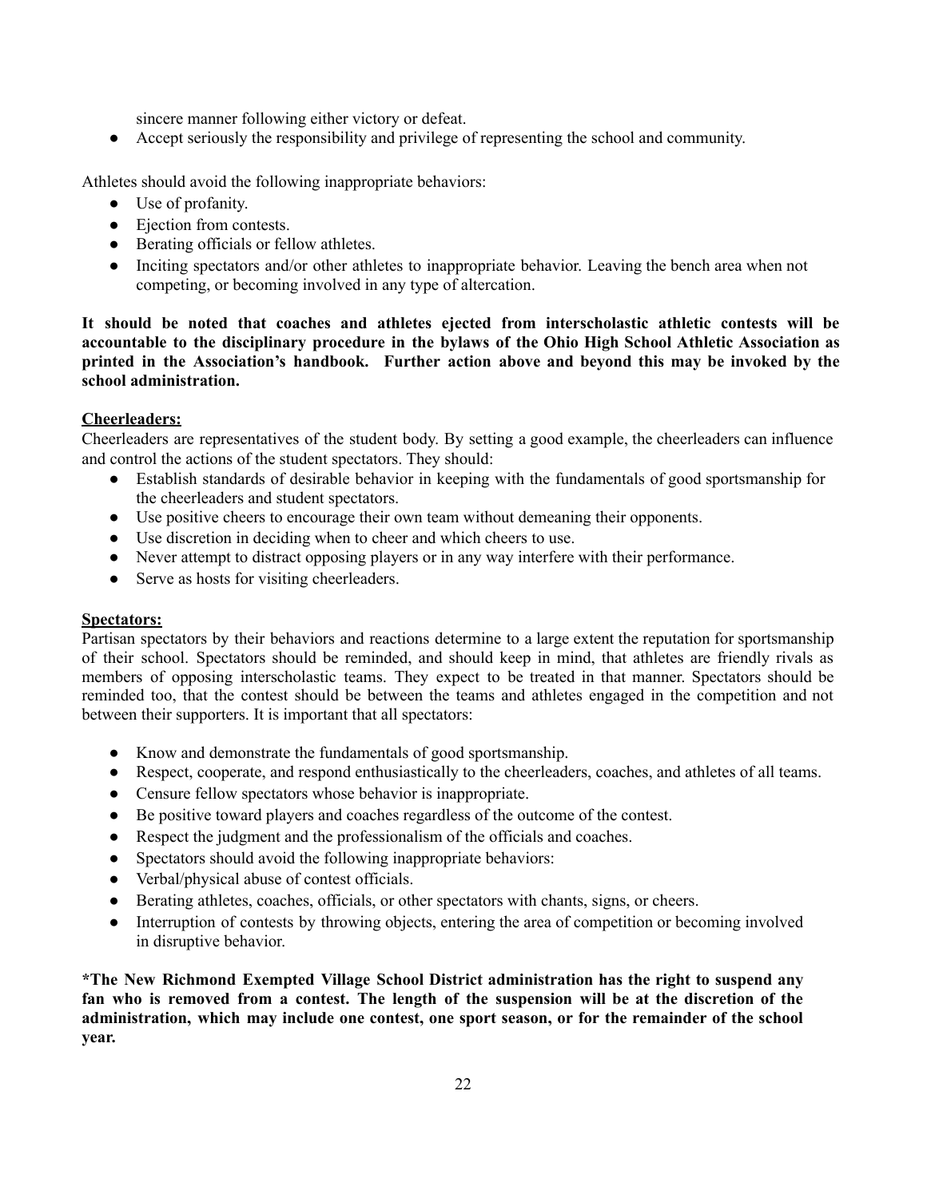sincere manner following either victory or defeat.

- Accept seriously the responsibility and privilege of representing the school and community.

Athletes should avoid the following inappropriate behaviors:

- Use of profanity.
- Ejection from contests.
- Berating officials or fellow athletes.
- Inciting spectators and/or other athletes to inappropriate behavior. Leaving the bench area when not competing, or becoming involved in any type of altercation.

**It should be noted that coaches and athletes ejected from interscholastic athletic contests will be accountable to the disciplinary procedure in the bylaws of the Ohio High School Athletic Association as printed in the Association's handbook. Further action above and beyond this may be invoked by the school administration.**

**Cheerleaders:**

Cheerleaders are representatives of the student body. By setting a good example, the cheerleaders can influence and control the actions of the student spectators. They should:

- Establish standards of desirable behavior in keeping with the fundamentals of good sportsmanship for the cheerleaders and student spectators.
- Use positive cheers to encourage their own team without demeaning their opponents.
- Use discretion in deciding when to cheer and which cheers to use.
- Never attempt to distract opposing players or in any way interfere with their performance.
- Serve as hosts for visiting cheerleaders.

**Spectators:**

Partisan spectators by their behaviors and reactions determine to a large extent the reputation for sportsmanship of their school. Spectators should be reminded, and should keep in mind, that athletes are friendly rivals as members of opposing interscholastic teams. They expect to be treated in that manner. Spectators should be reminded too, that the contest should be between the teams and athletes engaged in the competition and not between their supporters. It is important that all spectators:

- Know and demonstrate the fundamentals of good sportsmanship.
- Respect, cooperate, and respond enthusiastically to the cheerleaders, coaches, and athletes of all teams.
- Censure fellow spectators whose behavior is inappropriate.
- Be positive toward players and coaches regardless of the outcome of the contest.
- Respect the judgment and the professionalism of the officials and coaches.
- Spectators should avoid the following inappropriate behaviors:
- Verbal/physical abuse of contest officials.
- Berating athletes, coaches, officials, or other spectators with chants, signs, or cheers.
- Interruption of contests by throwing objects, entering the area of competition or becoming involved in disruptive behavior.

**\*The New Richmond Exempted Village School District administration has the right to suspend any fan who is removed from a contest. The length of the suspension will be at the discretion of the administration, which may include one contest, one sport season, or for the remainder of the school year.**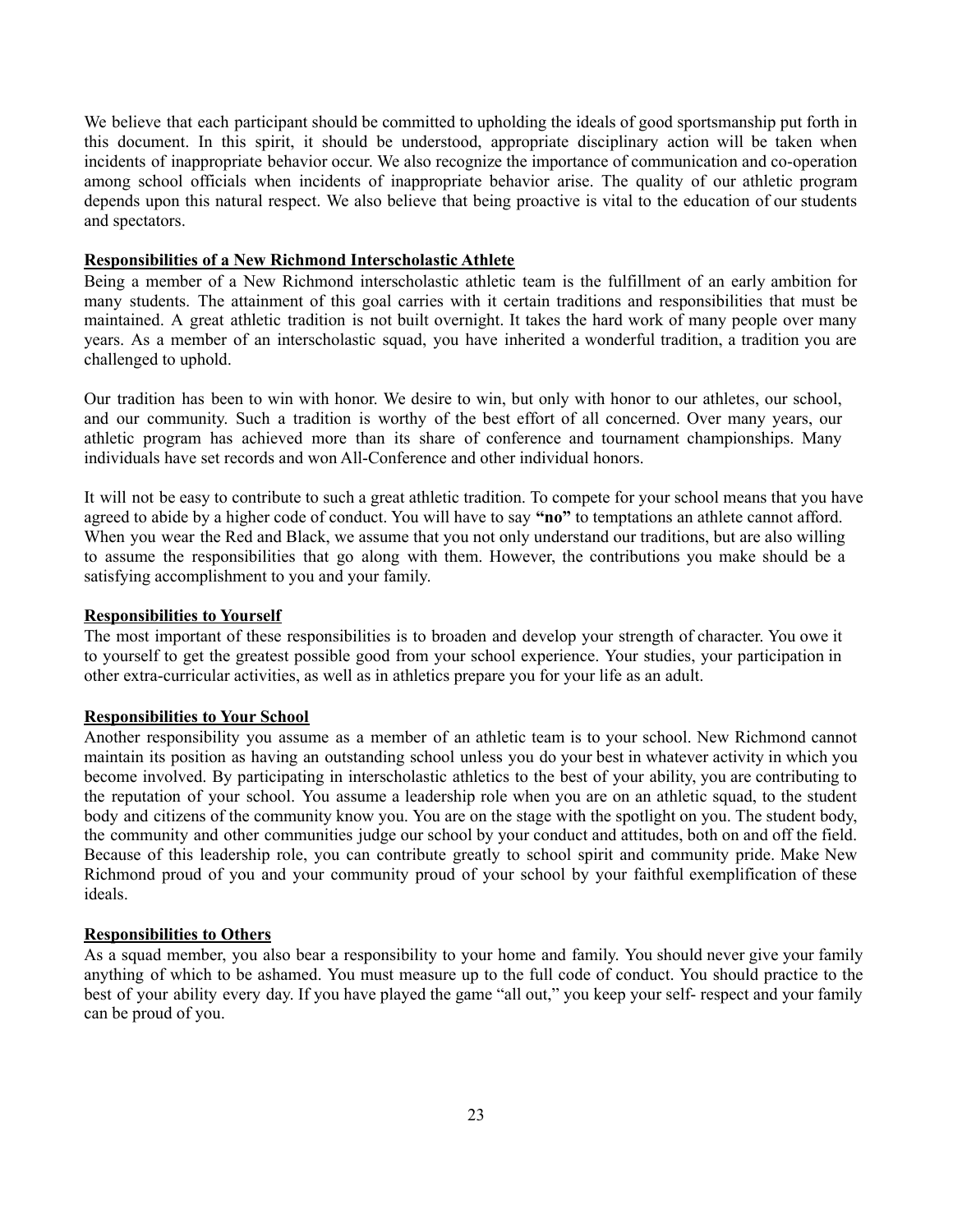We believe that each participant should be committed to upholding the ideals of good sportsmanship put forth in this document. In this spirit, it should be understood, appropriate disciplinary action will be taken when incidents of inappropriate behavior occur. We also recognize the importance of communication and co-operation among school officials when incidents of inappropriate behavior arise. The quality of our athletic program depends upon this natural respect. We also believe that being proactive is vital to the education of our students and spectators.

**Responsibilities of a New Richmond Interscholastic Athlete**

Being a member of a New Richmond interscholastic athletic team is the fulfillment of an early ambition for many students. The attainment of this goal carries with it certain traditions and responsibilities that must be maintained. A great athletic tradition is not built overnight. It takes the hard work of many people over many years. As a member of an interscholastic squad, you have inherited a wonderful tradition, a tradition you are challenged to uphold.

Our tradition has been to win with honor. We desire to win, but only with honor to our athletes, our school, and our community. Such a tradition is worthy of the best effort of all concerned. Over many years, our athletic program has achieved more than its share of conference and tournament championships. Many individuals have set records and won All-Conference and other individual honors.

It will not be easy to contribute to such a great athletic tradition. To compete for your school means that you have agreed to abide by a higher code of conduct. You will have to say **"no"** to temptations an athlete cannot afford. When you wear the Red and Black, we assume that you not only understand our traditions, but are also willing to assume the responsibilities that go along with them. However, the contributions you make should be a satisfying accomplishment to you and your family.

**Responsibilities to Yourself**

The most important of these responsibilities is to broaden and develop your strength of character. You owe it to yourself to get the greatest possible good from your school experience. Your studies, your participation in other extra-curricular activities, as well as in athletics prepare you for your life as an adult.

**Responsibilities to Your School**

Another responsibility you assume as a member of an athletic team is to your school. New Richmond cannot maintain its position as having an outstanding school unless you do your best in whatever activity in which you become involved. By participating in interscholastic athletics to the best of your ability, you are contributing to the reputation of your school. You assume a leadership role when you are on an athletic squad, to the student body and citizens of the community know you. You are on the stage with the spotlight on you. The student body, the community and other communities judge our school by your conduct and attitudes, both on and off the field. Because of this leadership role, you can contribute greatly to school spirit and community pride. Make New Richmond proud of you and your community proud of your school by your faithful exemplification of these ideals.

**Responsibilities to Others**

As a squad member, you also bear a responsibility to your home and family. You should never give your family anything of which to be ashamed. You must measure up to the full code of conduct. You should practice to the best of your ability every day. If you have played the game "all out," you keep your self- respect and your family can be proud of you.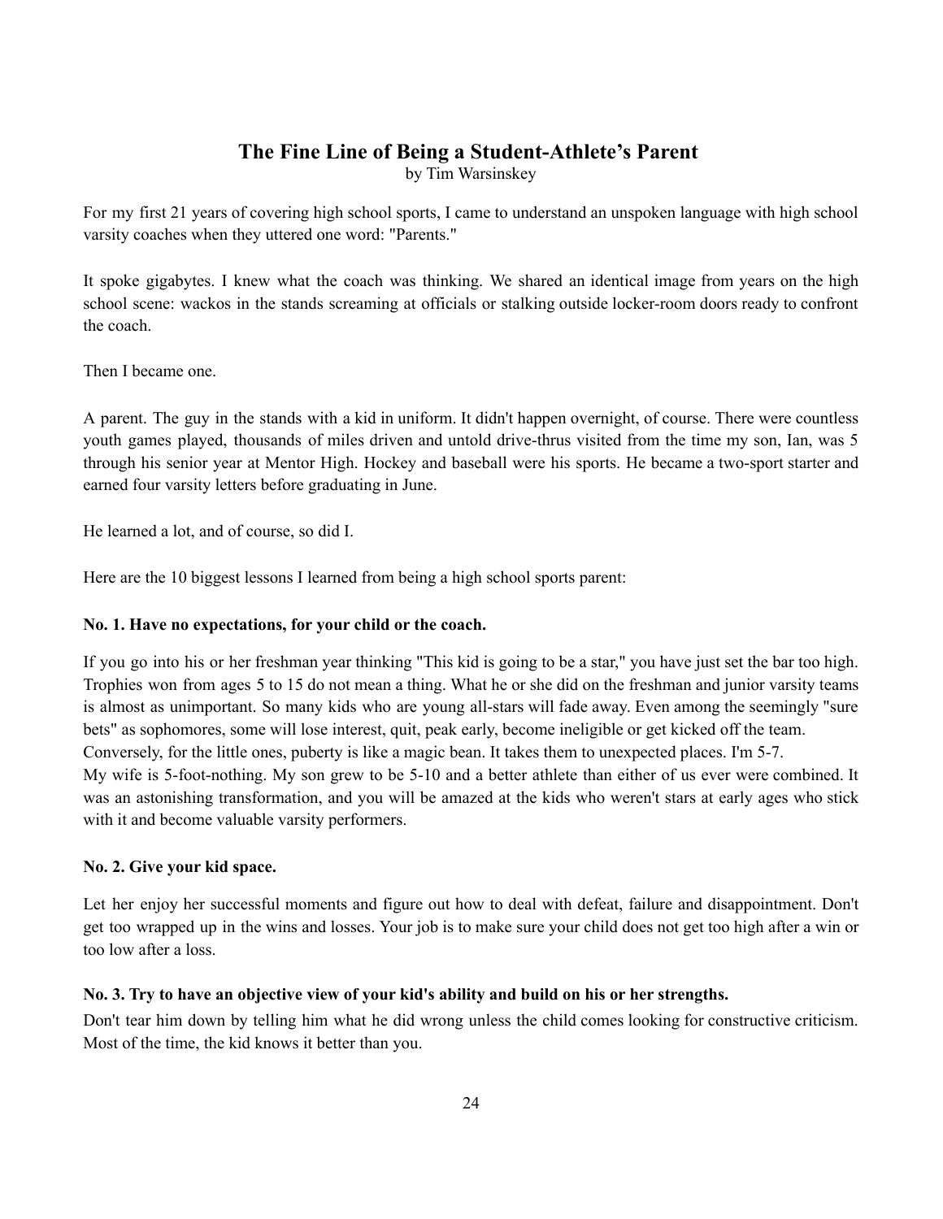# The Fine Line of Being a Student-Athlete's Parent

by Tim Warsinskey

For my first 21 years of covering high school sports, I came to understand an unspoken language with high school varsity coaches when they uttered one word: "Parents."

It spoke gigabytes. I knew what the coach was thinking. We shared an identical image from years on the high school scene: wackos in the stands screaming at officials or stalking outside locker-room doors ready to confront the coach.

Then I became one.

A parent. The guy in the stands with a kid in uniform. It didn't happen overnight, of course. There were countless youth games played, thousands of miles driven and untold drive-thrus visited from the time my son, Ian, was 5 through his senior year at Mentor High. Hockey and baseball were his sports. He became a two-sport starter and earned four varsity letters before graduating in June.

He learned a lot, and of course, so did I.

Here are the 10 biggest lessons I learned from being a high school sports parent:

**No. 1. Have no expectations, for your child or the coach.**

If you go into his or her freshman year thinking "This kid is going to be a star," you have just set the bar too high. Trophies won from ages 5 to 15 do not mean a thing. What he or she did on the freshman and junior varsity teams is almost as unimportant. So many kids who are young all-stars will fade away. Even among the seemingly "sure bets" as sophomores, some will lose interest, quit, peak early, become ineligible or get kicked off the team. Conversely, for the little ones, puberty is like a magic bean. It takes them to unexpected places. I'm 5-7. My wife is 5-foot-nothing. My son grew to be 5-10 and a better athlete than either of us ever were combined. It was an astonishing transformation, and you will be amazed at the kids who weren't stars at early ages who stick with it and become valuable varsity performers.

**No. 2. Give your kid space.**

Let her enjoy her successful moments and figure out how to deal with defeat, failure and disappointment. Don't get too wrapped up in the wins and losses. Your job is to make sure your child does not get too high after a win or too low after a loss.

**No. 3. Try to have an objective view of your kid's ability and build on his or her strengths.**

Don't tear him down by telling him what he did wrong unless the child comes looking for constructive criticism. Most of the time, the kid knows it better than you.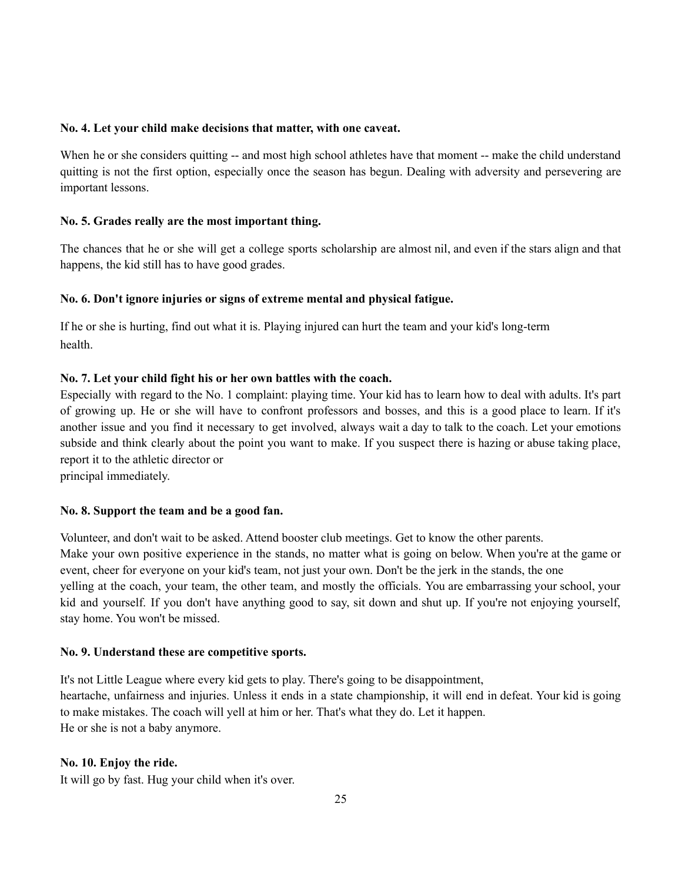**No. 4. Let your child make decisions that matter, with one caveat.**

When he or she considers quitting -- and most high school athletes have that moment -- make the child understand quitting is not the first option, especially once the season has begun. Dealing with adversity and persevering are important lessons.

**No. 5. Grades really are the most important thing.**

The chances that he or she will get a college sports scholarship are almost nil, and even if the stars align and that happens, the kid still has to have good grades.

**No. 6. Don't ignore injuries or signs of extreme mental and physical fatigue.**

If he or she is hurting, find out what it is. Playing injured can hurt the team and your kid's long-term health.

**No. 7. Let your child fight his or her own battles with the coach.**

Especially with regard to the No. 1 complaint: playing time. Your kid has to learn how to deal with adults. It's part of growing up. He or she will have to confront professors and bosses, and this is a good place to learn. If it's another issue and you find it necessary to get involved, always wait a day to talk to the coach. Let your emotions subside and think clearly about the point you want to make. If you suspect there is hazing or abuse taking place, report it to the athletic director or principal immediately.

**No. 8. Support the team and be a good fan.**

Volunteer, and don't wait to be asked. Attend booster club meetings. Get to know the other parents. Make your own positive experience in the stands, no matter what is going on below. When you're at the game or event, cheer for everyone on your kid's team, not just your own. Don't be the jerk in the stands, the one yelling at the coach, your team, the other team, and mostly the officials. You are embarrassing your school, your kid and yourself. If you don't have anything good to say, sit down and shut up. If you're not enjoying yourself, stay home. You won't be missed.

**No. 9. Understand these are competitive sports.**

It's not Little League where every kid gets to play. There's going to be disappointment, heartache, unfairness and injuries. Unless it ends in a state championship, it will end in defeat. Your kid is going to make mistakes. The coach will yell at him or her. That's what they do. Let it happen. He or she is not a baby anymore.

**No. 10. Enjoy the ride.**

It will go by fast. Hug your child when it's over.